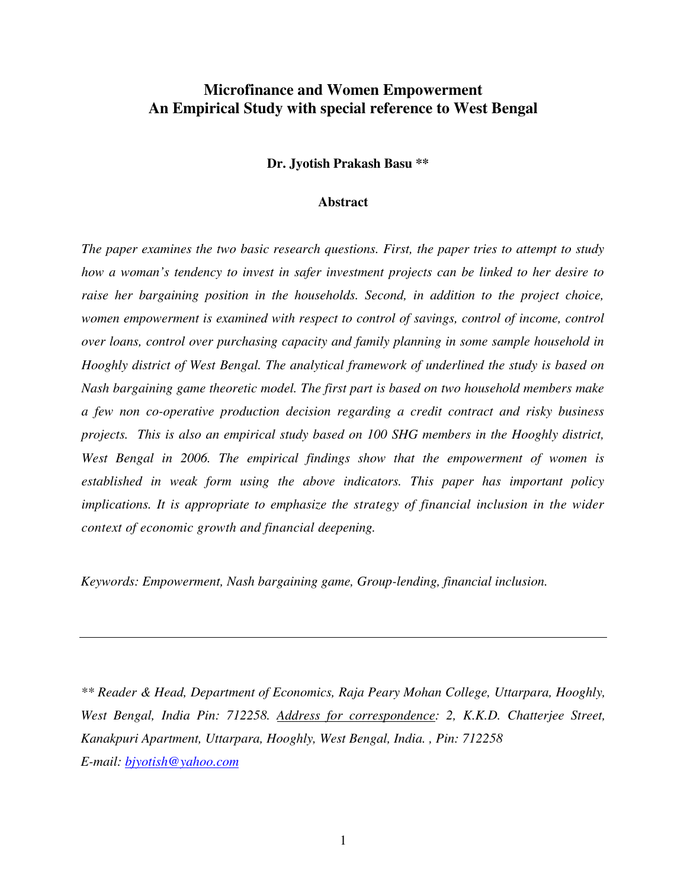# Microfinance and Women Empowerment
# An Empirical Study with special reference to West Bengal

**Dr. Jyotish Prakash Basu \*\***

**Abstract**

*The paper examines the two basic research questions. First, the paper tries to attempt to study how a woman's tendency to invest in safer investment projects can be linked to her desire to raise her bargaining position in the households. Second, in addition to the project choice, women empowerment is examined with respect to control of savings, control of income, control over loans, control over purchasing capacity and family planning in some sample household in Hooghly district of West Bengal. The analytical framework of underlined the study is based on Nash bargaining game theoretic model. The first part is based on two household members make a few non co-operative production decision regarding a credit contract and risky business projects. This is also an empirical study based on 100 SHG members in the Hooghly district, West Bengal in 2006. The empirical findings show that the empowerment of women is established in weak form using the above indicators. This paper has important policy implications. It is appropriate to emphasize the strategy of financial inclusion in the wider context of economic growth and financial deepening.*

*Keywords: Empowerment, Nash bargaining game, Group-lending, financial inclusion.*

---

*\*\* Reader & Head, Department of Economics, Raja Peary Mohan College, Uttarpara, Hooghly, West Bengal, India Pin: 712258. Address for correspondence: 2, K.K.D. Chatterjee Street, Kanakpuri Apartment, Uttarpara, Hooghly, West Bengal, India. , Pin: 712258*
*E-mail: bjyotish@yahoo.com*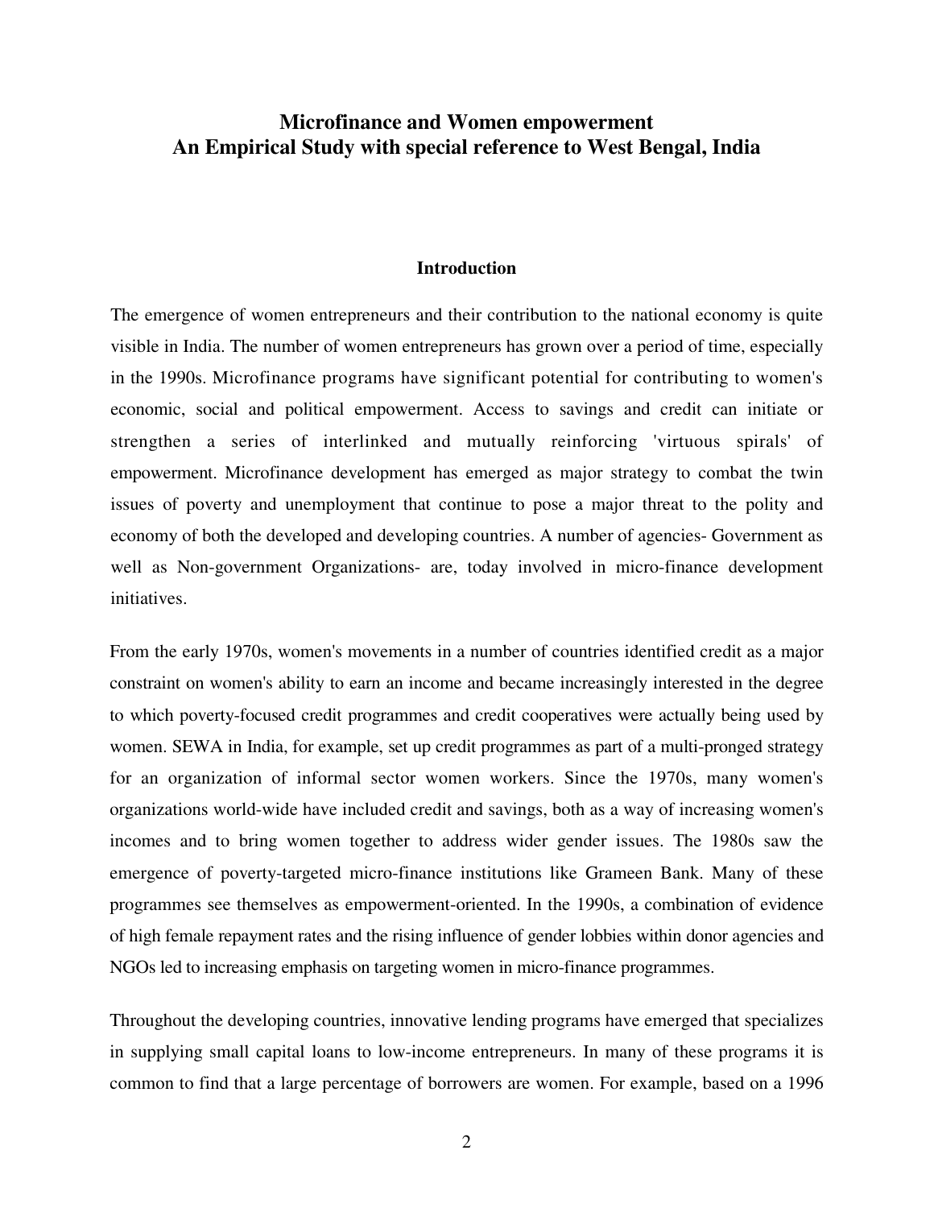# Microfinance and Women empowerment
# An Empirical Study with special reference to West Bengal, India

## Introduction

The emergence of women entrepreneurs and their contribution to the national economy is quite visible in India. The number of women entrepreneurs has grown over a period of time, especially in the 1990s. Microfinance programs have significant potential for contributing to women's economic, social and political empowerment. Access to savings and credit can initiate or strengthen a series of interlinked and mutually reinforcing 'virtuous spirals' of empowerment. Microfinance development has emerged as major strategy to combat the twin issues of poverty and unemployment that continue to pose a major threat to the polity and economy of both the developed and developing countries. A number of agencies- Government as well as Non-government Organizations- are, today involved in micro-finance development initiatives.

From the early 1970s, women's movements in a number of countries identified credit as a major constraint on women's ability to earn an income and became increasingly interested in the degree to which poverty-focused credit programmes and credit cooperatives were actually being used by women. SEWA in India, for example, set up credit programmes as part of a multi-pronged strategy for an organization of informal sector women workers. Since the 1970s, many women's organizations world-wide have included credit and savings, both as a way of increasing women's incomes and to bring women together to address wider gender issues. The 1980s saw the emergence of poverty-targeted micro-finance institutions like Grameen Bank. Many of these programmes see themselves as empowerment-oriented. In the 1990s, a combination of evidence of high female repayment rates and the rising influence of gender lobbies within donor agencies and NGOs led to increasing emphasis on targeting women in micro-finance programmes.

Throughout the developing countries, innovative lending programs have emerged that specializes in supplying small capital loans to low-income entrepreneurs. In many of these programs it is common to find that a large percentage of borrowers are women. For example, based on a 1996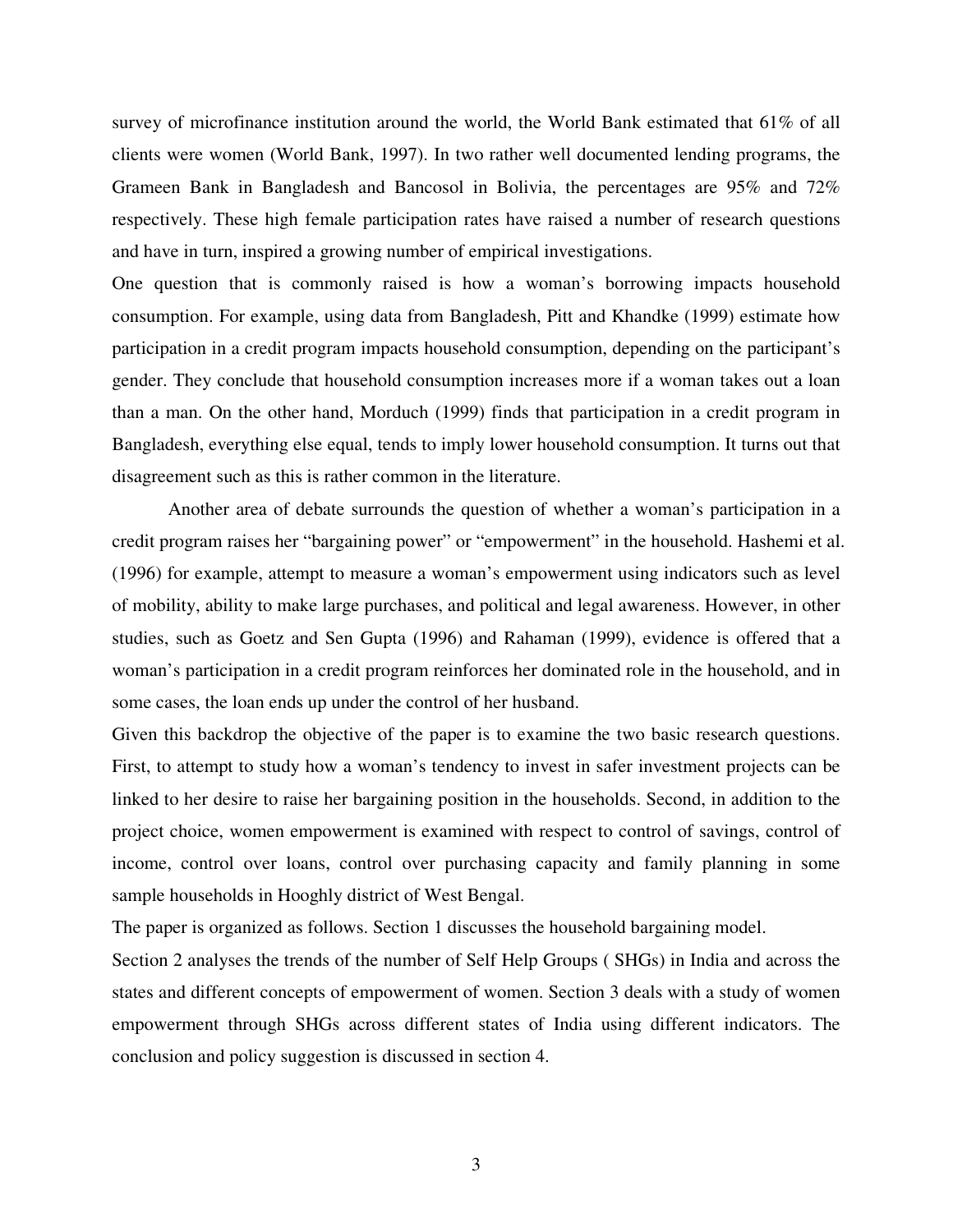survey of microfinance institution around the world, the World Bank estimated that 61% of all clients were women (World Bank, 1997). In two rather well documented lending programs, the Grameen Bank in Bangladesh and Bancosol in Bolivia, the percentages are 95% and 72% respectively. These high female participation rates have raised a number of research questions and have in turn, inspired a growing number of empirical investigations.

One question that is commonly raised is how a woman's borrowing impacts household consumption. For example, using data from Bangladesh, Pitt and Khandke (1999) estimate how participation in a credit program impacts household consumption, depending on the participant's gender. They conclude that household consumption increases more if a woman takes out a loan than a man. On the other hand, Morduch (1999) finds that participation in a credit program in Bangladesh, everything else equal, tends to imply lower household consumption. It turns out that disagreement such as this is rather common in the literature.

Another area of debate surrounds the question of whether a woman's participation in a credit program raises her "bargaining power" or "empowerment" in the household. Hashemi et al. (1996) for example, attempt to measure a woman's empowerment using indicators such as level of mobility, ability to make large purchases, and political and legal awareness. However, in other studies, such as Goetz and Sen Gupta (1996) and Rahaman (1999), evidence is offered that a woman's participation in a credit program reinforces her dominated role in the household, and in some cases, the loan ends up under the control of her husband.

Given this backdrop the objective of the paper is to examine the two basic research questions. First, to attempt to study how a woman's tendency to invest in safer investment projects can be linked to her desire to raise her bargaining position in the households. Second, in addition to the project choice, women empowerment is examined with respect to control of savings, control of income, control over loans, control over purchasing capacity and family planning in some sample households in Hooghly district of West Bengal.

The paper is organized as follows. Section 1 discusses the household bargaining model.

Section 2 analyses the trends of the number of Self Help Groups ( SHGs) in India and across the states and different concepts of empowerment of women. Section 3 deals with a study of women empowerment through SHGs across different states of India using different indicators. The conclusion and policy suggestion is discussed in section 4.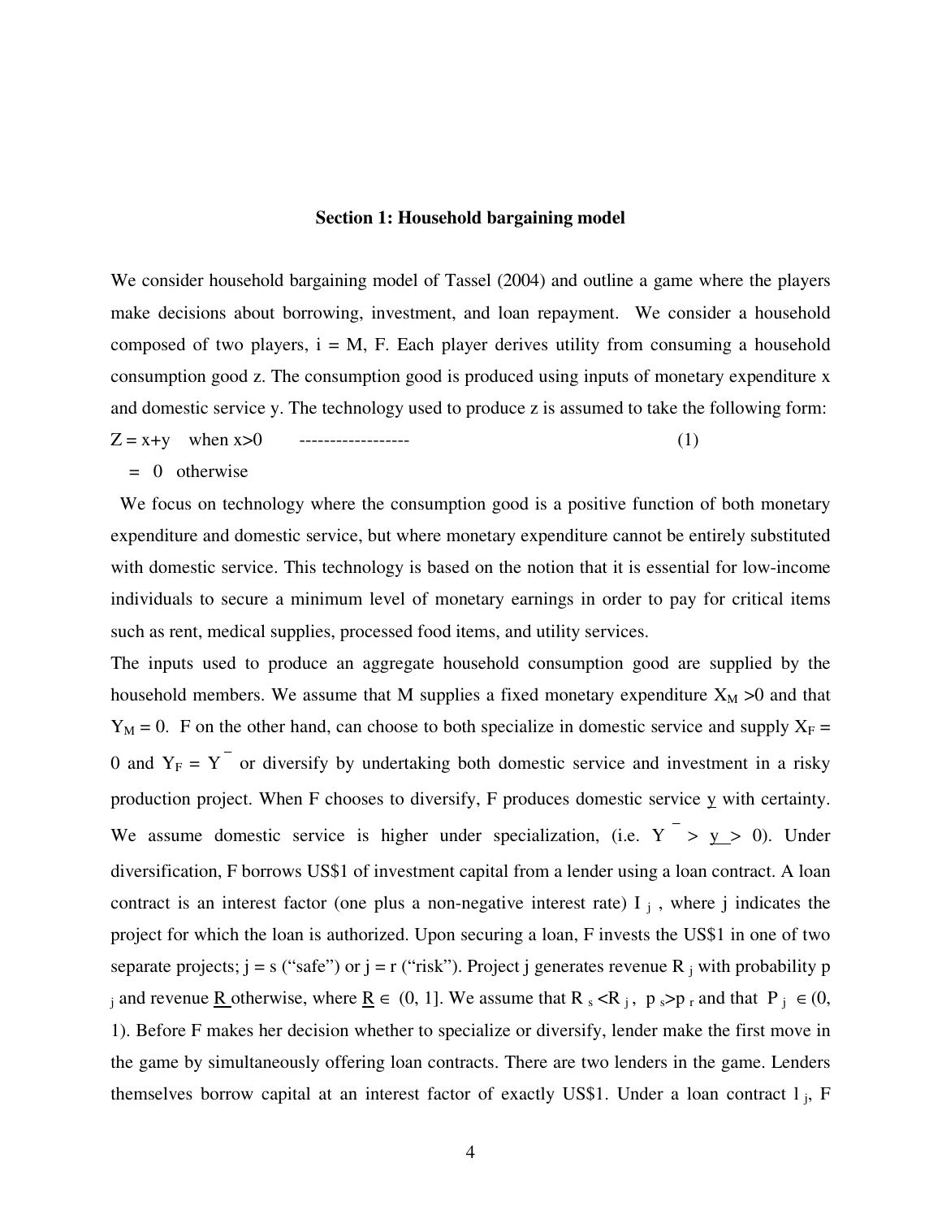### Section 1: Household bargaining model

We consider household bargaining model of Tassel (2004) and outline a game where the players make decisions about borrowing, investment, and loan repayment. We consider a household composed of two players, i = M, F. Each player derives utility from consuming a household consumption good z. The consumption good is produced using inputs of monetary expenditure x and domestic service y. The technology used to produce z is assumed to take the following form:

$$
\begin{aligned}
Z &= x+y \quad \text{when } x>0 \qquad \text{------------------} \qquad (1) \\
&= 0 \quad \text{otherwise}
\end{aligned}
$$

We focus on technology where the consumption good is a positive function of both monetary expenditure and domestic service, but where monetary expenditure cannot be entirely substituted with domestic service. This technology is based on the notion that it is essential for low-income individuals to secure a minimum level of monetary earnings in order to pay for critical items such as rent, medical supplies, processed food items, and utility services.

The inputs used to produce an aggregate household consumption good are supplied by the household members. We assume that M supplies a fixed monetary expenditure $X_M > 0$ and that $Y_M = 0$. F on the other hand, can choose to both specialize in domestic service and supply $X_F = 0$ and $Y_F = \bar{Y}$ or diversify by undertaking both domestic service and investment in a risky production project. When F chooses to diversify, F produces domestic service $\underline{y}$ with certainty. We assume domestic service is higher under specialization, (i.e. $\bar{Y} > \underline{y} > 0$). Under diversification, F borrows US$1 of investment capital from a lender using a loan contract. A loan contract is an interest factor (one plus a non-negative interest rate) $I_j$, where j indicates the project for which the loan is authorized. Upon securing a loan, F invests the US$1 in one of two separate projects; j = s ("safe") or j = r ("risk"). Project j generates revenue $R_j$ with probability $p_j$ and revenue $\underline{R}$ otherwise, where $\underline{R} \in (0, 1]$. We assume that $R_s < R_j$, $p_s > p_r$ and that $P_j \in (0, 1)$. Before F makes her decision whether to specialize or diversify, lender make the first move in the game by simultaneously offering loan contracts. There are two lenders in the game. Lenders themselves borrow capital at an interest factor of exactly US$1. Under a loan contract $l_j$, F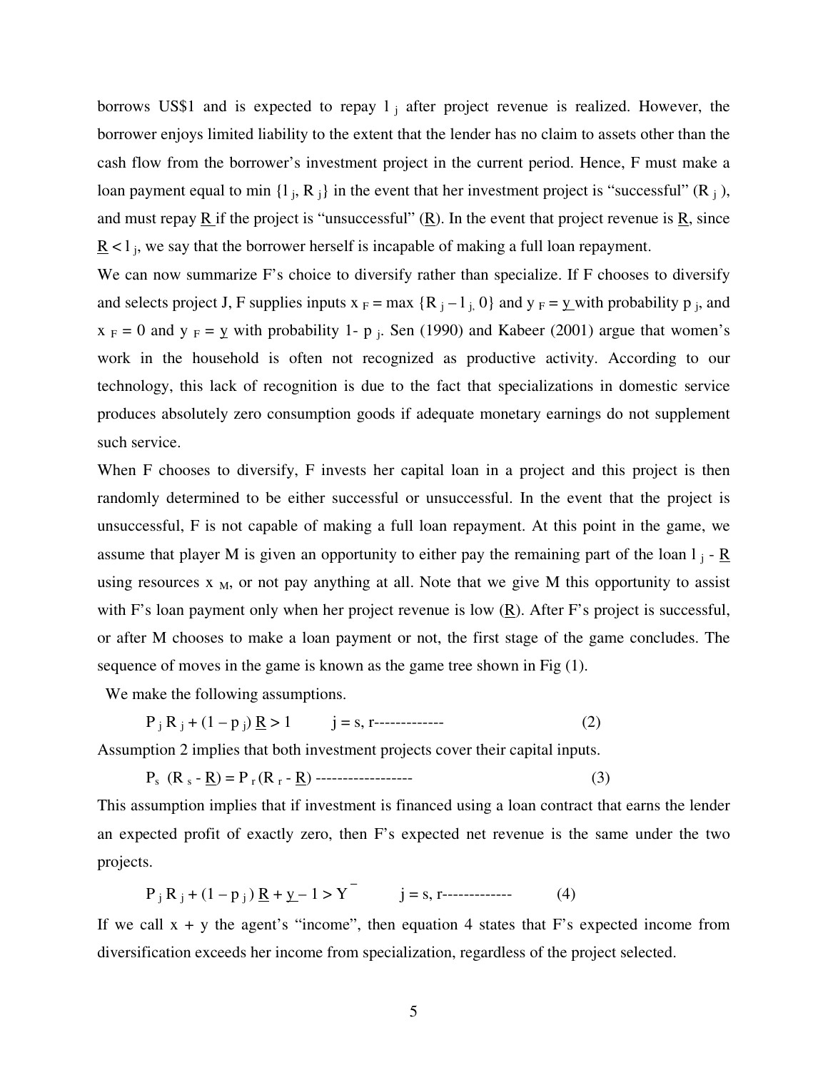borrows US$1 and is expected to repay $l_j$ after project revenue is realized. However, the borrower enjoys limited liability to the extent that the lender has no claim to assets other than the cash flow from the borrower's investment project in the current period. Hence, F must make a loan payment equal to min $\{l_j, R_j\}$ in the event that her investment project is "successful" ($R_j$), and must repay $\underline{R}$ if the project is "unsuccessful" ($\underline{R}$). In the event that project revenue is $\underline{R}$, since $\underline{R} < l_j$, we say that the borrower herself is incapable of making a full loan repayment.

We can now summarize F's choice to diversify rather than specialize. If F chooses to diversify and selects project J, F supplies inputs $x_F = \max\{R_j - l_j, 0\}$ and $y_F = \underline{y}$ with probability $p_j$, and $x_F = 0$ and $y_F = \underline{y}$ with probability $1 - p_j$. Sen (1990) and Kabeer (2001) argue that women's work in the household is often not recognized as productive activity. According to our technology, this lack of recognition is due to the fact that specializations in domestic service produces absolutely zero consumption goods if adequate monetary earnings do not supplement such service.

When F chooses to diversify, F invests her capital loan in a project and this project is then randomly determined to be either successful or unsuccessful. In the event that the project is unsuccessful, F is not capable of making a full loan repayment. At this point in the game, we assume that player M is given an opportunity to either pay the remaining part of the loan $l_j - \underline{R}$ using resources $x_M$, or not pay anything at all. Note that we give M this opportunity to assist with F's loan payment only when her project revenue is low ($\underline{R}$). After F's project is successful, or after M chooses to make a loan payment or not, the first stage of the game concludes. The sequence of moves in the game is known as the game tree shown in Fig (1).

We make the following assumptions.

$$P_j R_j + (1 - p_j)\underline{R} > 1 \qquad j = s, r \tag{2}$$

Assumption 2 implies that both investment projects cover their capital inputs.

$$P_s (R_s - \underline{R}) = P_r (R_r - \underline{R}) \tag{3}$$

This assumption implies that if investment is financed using a loan contract that earns the lender an expected profit of exactly zero, then F's expected net revenue is the same under the two projects.

$$P_j R_j + (1 - p_j)\underline{R} + \underline{y} - 1 > \bar{Y} \qquad j = s, r \tag{4}$$

If we call x + y the agent's "income", then equation 4 states that F's expected income from diversification exceeds her income from specialization, regardless of the project selected.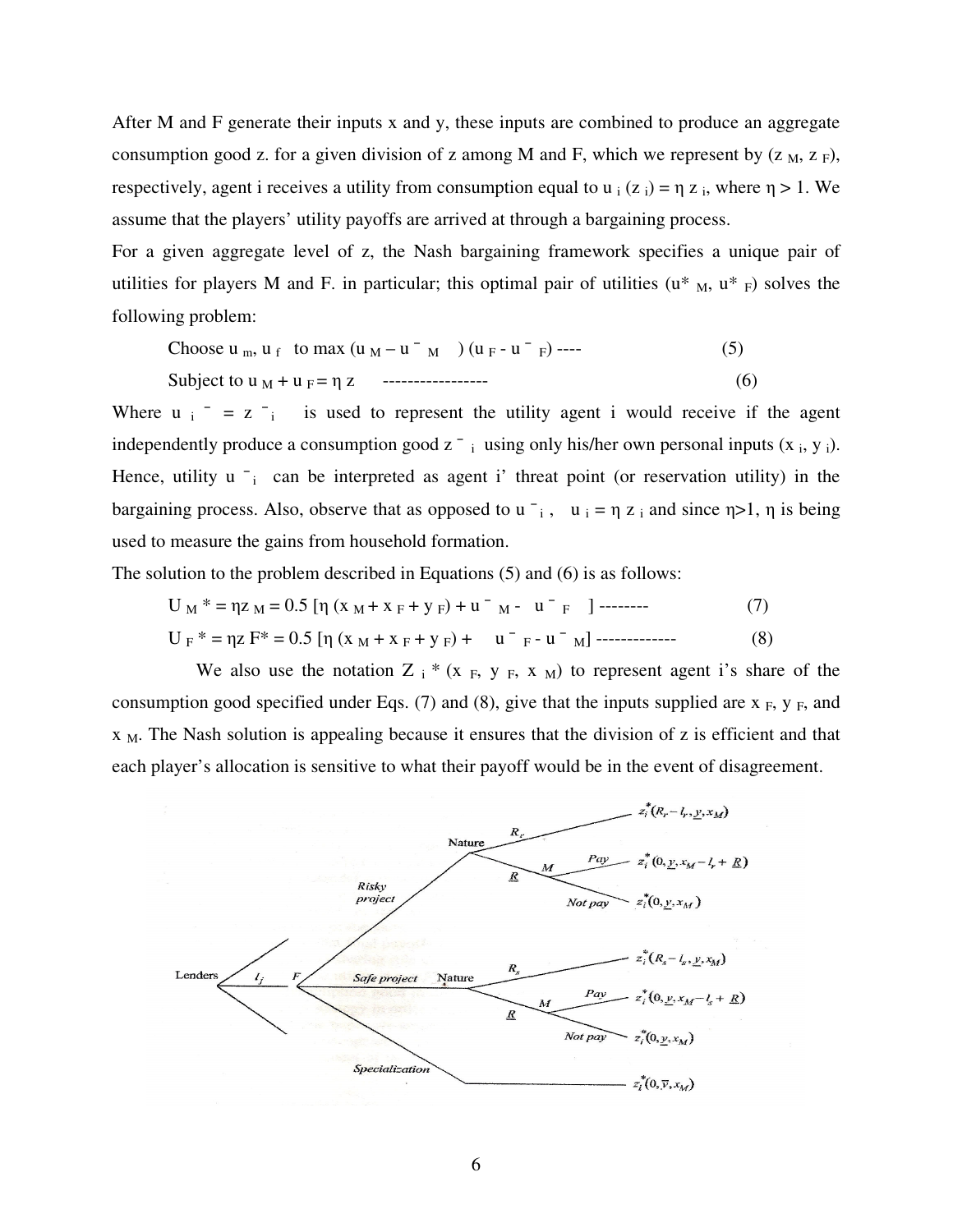After M and F generate their inputs x and y, these inputs are combined to produce an aggregate consumption good z. for a given division of z among M and F, which we represent by ($z_M$, $z_F$), respectively, agent i receives a utility from consumption equal to $u_i(z_i) = \eta z_i$, where $\eta > 1$. We assume that the players' utility payoffs are arrived at through a bargaining process.

For a given aggregate level of z, the Nash bargaining framework specifies a unique pair of utilities for players M and F. in particular; this optimal pair of utilities ($u^*_M$, $u^*_F$) solves the following problem:

$$\text{Choose } u_m, u_f \text{ to max } (u_M - \bar{u}_M)(u_F - \bar{u}_F) \quad (5)$$

$$\text{Subject to } u_M + u_F = \eta z \quad (6)$$

Where $\bar{u}_i = \bar{z}_i$ is used to represent the utility agent i would receive if the agent independently produce a consumption good $\bar{z}_i$ using only his/her own personal inputs ($x_i$, $y_i$). Hence, utility $\bar{u}_i$ can be interpreted as agent i' threat point (or reservation utility) in the bargaining process. Also, observe that as opposed to $\bar{u}_i$, $u_i = \eta z_i$ and since $\eta>1$, $\eta$ is being used to measure the gains from household formation.

The solution to the problem described in Equations (5) and (6) is as follows:

$$U_M^* = \eta z_M = 0.5\,[\eta\,(x_M + x_F + y_F) + \bar{u}_M - \bar{u}_F] \quad (7)$$

$$U_F^* = \eta z_F^* = 0.5\,[\eta\,(x_M + x_F + y_F) + \bar{u}_F - \bar{u}_M] \quad (8)$$

We also use the notation $Z_i^*(x_F, y_F, x_M)$ to represent agent i's share of the consumption good specified under Eqs. (7) and (8), give that the inputs supplied are $x_F$, $y_F$, and $x_M$. The Nash solution is appealing because it ensures that the division of z is efficient and that each player's allocation is sensitive to what their payoff would be in the event of disagreement.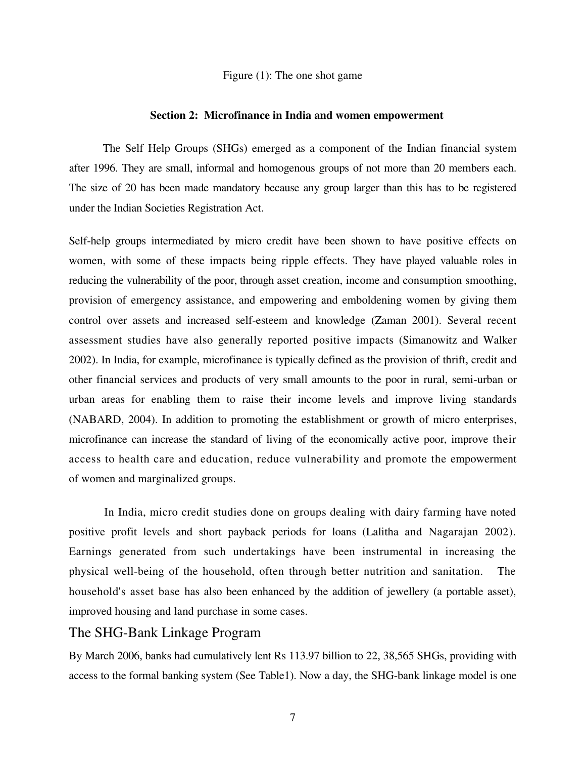Figure (1): The one shot game

**Section 2: Microfinance in India and women empowerment**

The Self Help Groups (SHGs) emerged as a component of the Indian financial system after 1996. They are small, informal and homogenous groups of not more than 20 members each. The size of 20 has been made mandatory because any group larger than this has to be registered under the Indian Societies Registration Act.

Self-help groups intermediated by micro credit have been shown to have positive effects on women, with some of these impacts being ripple effects. They have played valuable roles in reducing the vulnerability of the poor, through asset creation, income and consumption smoothing, provision of emergency assistance, and empowering and emboldening women by giving them control over assets and increased self-esteem and knowledge (Zaman 2001). Several recent assessment studies have also generally reported positive impacts (Simanowitz and Walker 2002). In India, for example, microfinance is typically defined as the provision of thrift, credit and other financial services and products of very small amounts to the poor in rural, semi-urban or urban areas for enabling them to raise their income levels and improve living standards (NABARD, 2004). In addition to promoting the establishment or growth of micro enterprises, microfinance can increase the standard of living of the economically active poor, improve their access to health care and education, reduce vulnerability and promote the empowerment of women and marginalized groups.

In India, micro credit studies done on groups dealing with dairy farming have noted positive profit levels and short payback periods for loans (Lalitha and Nagarajan 2002). Earnings generated from such undertakings have been instrumental in increasing the physical well-being of the household, often through better nutrition and sanitation. The household's asset base has also been enhanced by the addition of jewellery (a portable asset), improved housing and land purchase in some cases.

## The SHG-Bank Linkage Program

By March 2006, banks had cumulatively lent Rs 113.97 billion to 22, 38,565 SHGs, providing with access to the formal banking system (See Table1). Now a day, the SHG-bank linkage model is one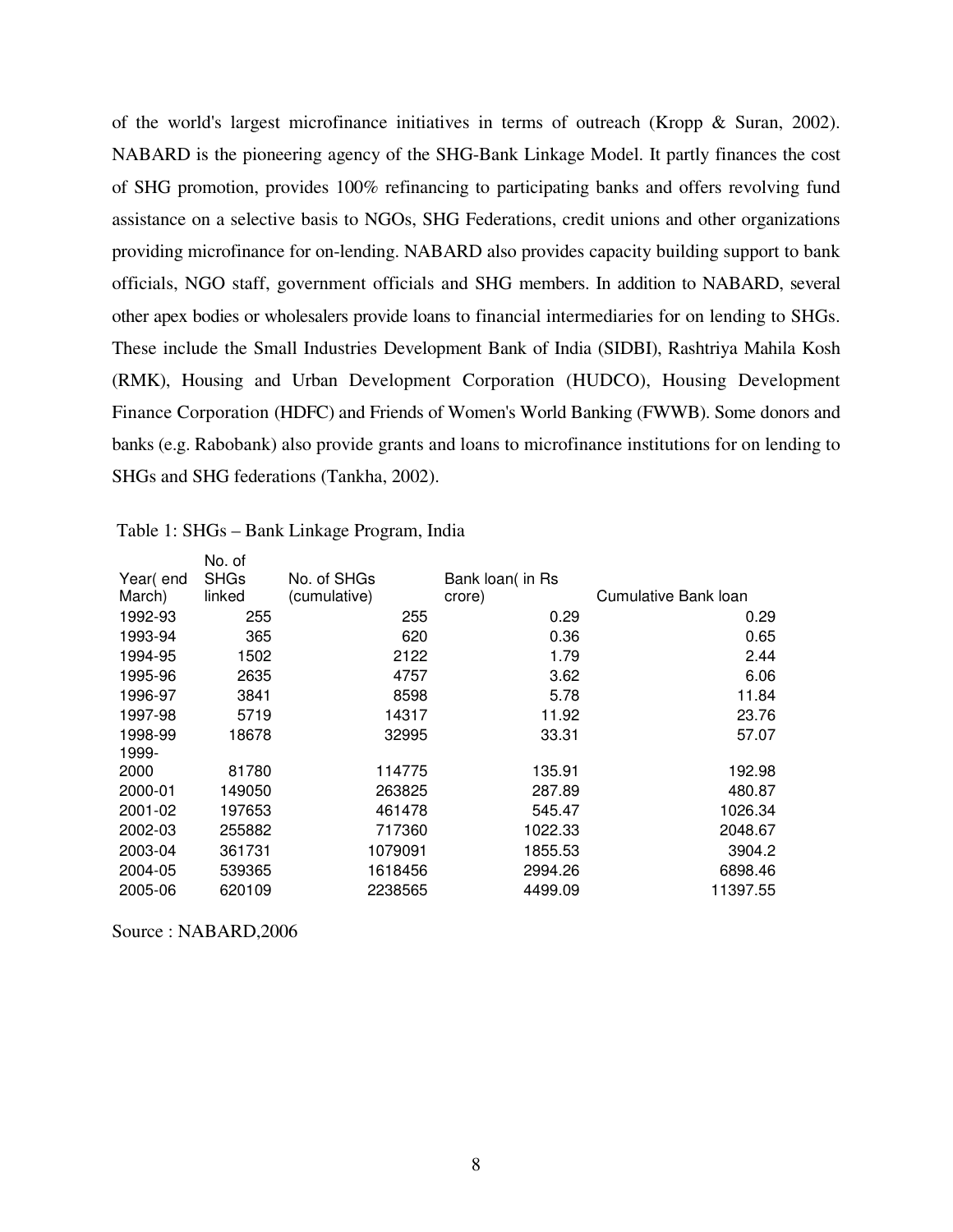of the world's largest microfinance initiatives in terms of outreach (Kropp & Suran, 2002). NABARD is the pioneering agency of the SHG-Bank Linkage Model. It partly finances the cost of SHG promotion, provides 100% refinancing to participating banks and offers revolving fund assistance on a selective basis to NGOs, SHG Federations, credit unions and other organizations providing microfinance for on-lending. NABARD also provides capacity building support to bank officials, NGO staff, government officials and SHG members. In addition to NABARD, several other apex bodies or wholesalers provide loans to financial intermediaries for on lending to SHGs. These include the Small Industries Development Bank of India (SIDBI), Rashtriya Mahila Kosh (RMK), Housing and Urban Development Corporation (HUDCO), Housing Development Finance Corporation (HDFC) and Friends of Women's World Banking (FWWB). Some donors and banks (e.g. Rabobank) also provide grants and loans to microfinance institutions for on lending to SHGs and SHG federations (Tankha, 2002).

Table 1: SHGs – Bank Linkage Program, India

| Year( end March) | No. of SHGs linked | No. of SHGs (cumulative) | Bank loan( in Rs crore) | Cumulative Bank loan |
|---|---|---|---|---|
| 1992-93 | 255 | 255 | 0.29 | 0.29 |
| 1993-94 | 365 | 620 | 0.36 | 0.65 |
| 1994-95 | 1502 | 2122 | 1.79 | 2.44 |
| 1995-96 | 2635 | 4757 | 3.62 | 6.06 |
| 1996-97 | 3841 | 8598 | 5.78 | 11.84 |
| 1997-98 | 5719 | 14317 | 11.92 | 23.76 |
| 1998-99 | 18678 | 32995 | 33.31 | 57.07 |
| 1999-2000 | 81780 | 114775 | 135.91 | 192.98 |
| 2000-01 | 149050 | 263825 | 287.89 | 480.87 |
| 2001-02 | 197653 | 461478 | 545.47 | 1026.34 |
| 2002-03 | 255882 | 717360 | 1022.33 | 2048.67 |
| 2003-04 | 361731 | 1079091 | 1855.53 | 3904.2 |
| 2004-05 | 539365 | 1618456 | 2994.26 | 6898.46 |
| 2005-06 | 620109 | 2238565 | 4499.09 | 11397.55 |

Source : NABARD,2006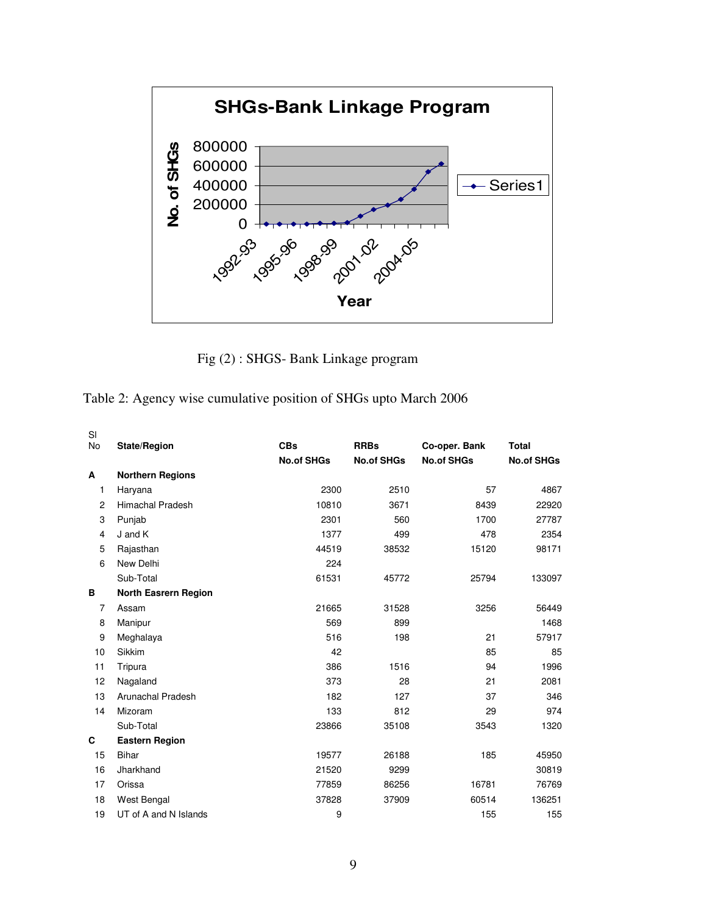Fig (2) : SHGS- Bank Linkage program

Table 2: Agency wise cumulative position of SHGs upto March 2006

| Sl No | State/Region | CBs No.of SHGs | RRBs No.of SHGs | Co-oper. Bank No.of SHGs | Total No.of SHGs |
|---|---|---|---|---|---|
| **A** | **Northern Regions** | | | | |
| 1 | Haryana | 2300 | 2510 | 57 | 4867 |
| 2 | Himachal Pradesh | 10810 | 3671 | 8439 | 22920 |
| 3 | Punjab | 2301 | 560 | 1700 | 27787 |
| 4 | J and K | 1377 | 499 | 478 | 2354 |
| 5 | Rajasthan | 44519 | 38532 | 15120 | 98171 |
| 6 | New Delhi | 224 | | | |
| | Sub-Total | 61531 | 45772 | 25794 | 133097 |
| **B** | **North Easrern Region** | | | | |
| 7 | Assam | 21665 | 31528 | 3256 | 56449 |
| 8 | Manipur | 569 | 899 | | 1468 |
| 9 | Meghalaya | 516 | 198 | 21 | 57917 |
| 10 | Sikkim | 42 | | 85 | 85 |
| 11 | Tripura | 386 | 1516 | 94 | 1996 |
| 12 | Nagaland | 373 | 28 | 21 | 2081 |
| 13 | Arunachal Pradesh | 182 | 127 | 37 | 346 |
| 14 | Mizoram | 133 | 812 | 29 | 974 |
| | Sub-Total | 23866 | 35108 | 3543 | 1320 |
| **C** | **Eastern Region** | | | | |
| 15 | Bihar | 19577 | 26188 | 185 | 45950 |
| 16 | Jharkhand | 21520 | 9299 | | 30819 |
| 17 | Orissa | 77859 | 86256 | 16781 | 76769 |
| 18 | West Bengal | 37828 | 37909 | 60514 | 136251 |
| 19 | UT of A and N Islands | 9 | | 155 | 155 |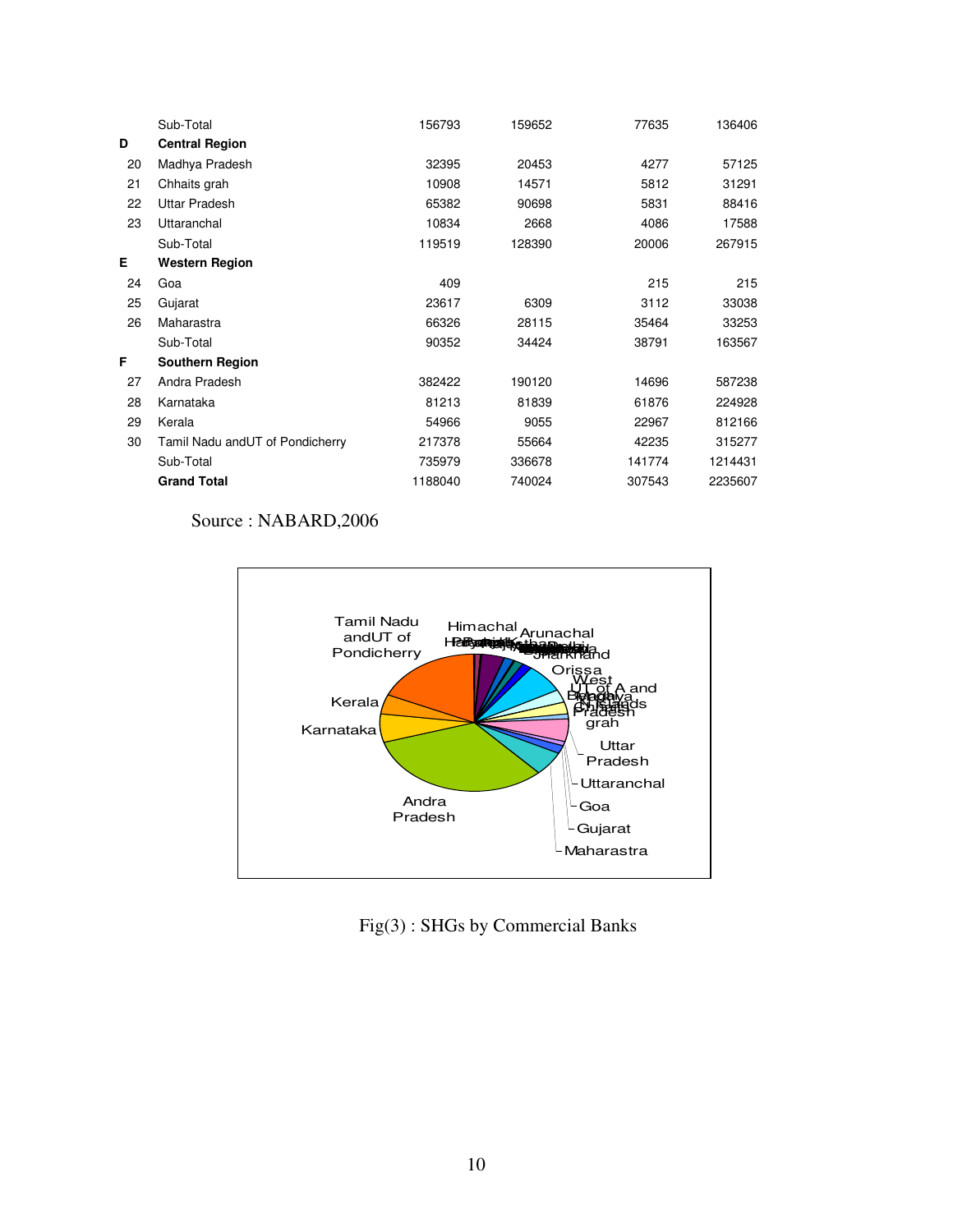|  |  |  |  |  |  |
|---|---|---|---|---|---|
|  | Sub-Total | 156793 | 159652 | 77635 | 136406 |
| **D** | **Central Region** |  |  |  |  |
| 20 | Madhya Pradesh | 32395 | 20453 | 4277 | 57125 |
| 21 | Chhaits grah | 10908 | 14571 | 5812 | 31291 |
| 22 | Uttar Pradesh | 65382 | 90698 | 5831 | 88416 |
| 23 | Uttaranchal | 10834 | 2668 | 4086 | 17588 |
|  | Sub-Total | 119519 | 128390 | 20006 | 267915 |
| **E** | **Western Region** |  |  |  |  |
| 24 | Goa | 409 |  | 215 | 215 |
| 25 | Gujarat | 23617 | 6309 | 3112 | 33038 |
| 26 | Maharastra | 66326 | 28115 | 35464 | 33253 |
|  | Sub-Total | 90352 | 34424 | 38791 | 163567 |
| **F** | **Southern Region** |  |  |  |  |
| 27 | Andra Pradesh | 382422 | 190120 | 14696 | 587238 |
| 28 | Karnataka | 81213 | 81839 | 61876 | 224928 |
| 29 | Kerala | 54966 | 9055 | 22967 | 812166 |
| 30 | Tamil Nadu andUT of Pondicherry | 217378 | 55664 | 42235 | 315277 |
|  | Sub-Total | 735979 | 336678 | 141774 | 1214431 |
|  | **Grand Total** | 1188040 | 740024 | 307543 | 2235607 |

Source : NABARD,2006

Fig(3) : SHGs by Commercial Banks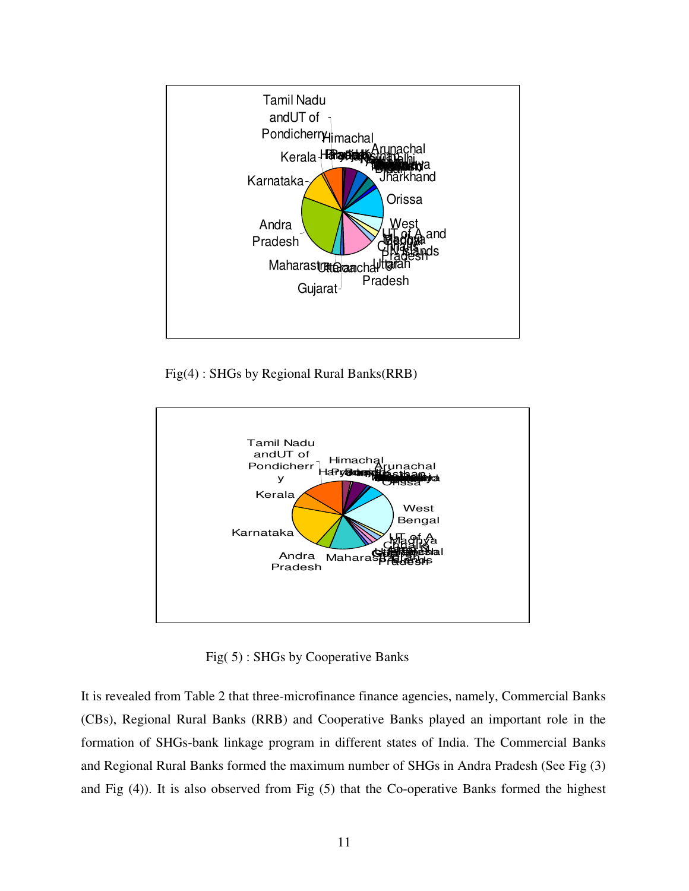Fig(4) : SHGs by Regional Rural Banks(RRB)

Fig( 5) : SHGs by Cooperative Banks

It is revealed from Table 2 that three-microfinance finance agencies, namely, Commercial Banks (CBs), Regional Rural Banks (RRB) and Cooperative Banks played an important role in the formation of SHGs-bank linkage program in different states of India. The Commercial Banks and Regional Rural Banks formed the maximum number of SHGs in Andra Pradesh (See Fig (3) and Fig (4)). It is also observed from Fig (5) that the Co-operative Banks formed the highest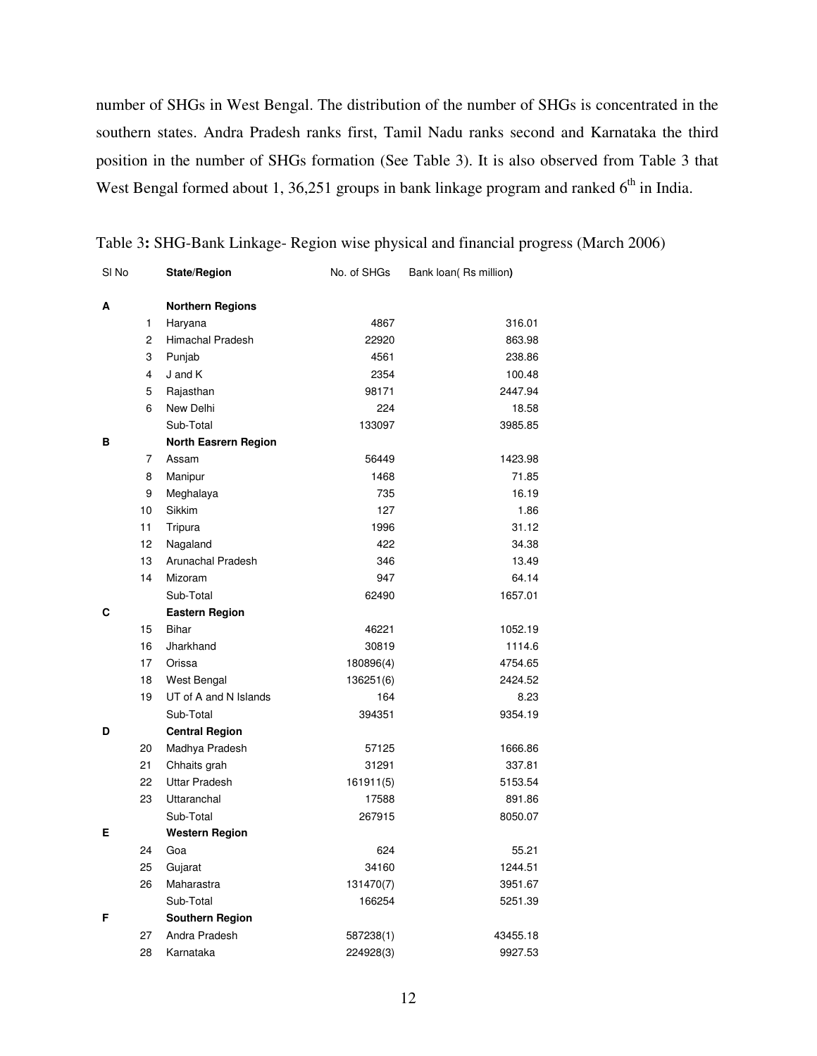number of SHGs in West Bengal. The distribution of the number of SHGs is concentrated in the southern states. Andra Pradesh ranks first, Tamil Nadu ranks second and Karnataka the third position in the number of SHGs formation (See Table 3). It is also observed from Table 3 that West Bengal formed about 1, 36,251 groups in bank linkage program and ranked 6th in India.

Table 3**:** SHG-Bank Linkage- Region wise physical and financial progress (March 2006)

| Sl No | | State/Region | No. of SHGs | Bank loan( Rs million**)** |
|---|---|---|---|---|
| **A** | | **Northern Regions** | | |
| | 1 | Haryana | 4867 | 316.01 |
| | 2 | Himachal Pradesh | 22920 | 863.98 |
| | 3 | Punjab | 4561 | 238.86 |
| | 4 | J and K | 2354 | 100.48 |
| | 5 | Rajasthan | 98171 | 2447.94 |
| | 6 | New Delhi | 224 | 18.58 |
| | | Sub-Total | 133097 | 3985.85 |
| **B** | | **North Easrern Region** | | |
| | 7 | Assam | 56449 | 1423.98 |
| | 8 | Manipur | 1468 | 71.85 |
| | 9 | Meghalaya | 735 | 16.19 |
| | 10 | Sikkim | 127 | 1.86 |
| | 11 | Tripura | 1996 | 31.12 |
| | 12 | Nagaland | 422 | 34.38 |
| | 13 | Arunachal Pradesh | 346 | 13.49 |
| | 14 | Mizoram | 947 | 64.14 |
| | | Sub-Total | 62490 | 1657.01 |
| **C** | | **Eastern Region** | | |
| | 15 | Bihar | 46221 | 1052.19 |
| | 16 | Jharkhand | 30819 | 1114.6 |
| | 17 | Orissa | 180896(4) | 4754.65 |
| | 18 | West Bengal | 136251(6) | 2424.52 |
| | 19 | UT of A and N Islands | 164 | 8.23 |
| | | Sub-Total | 394351 | 9354.19 |
| **D** | | **Central Region** | | |
| | 20 | Madhya Pradesh | 57125 | 1666.86 |
| | 21 | Chhaits grah | 31291 | 337.81 |
| | 22 | Uttar Pradesh | 161911(5) | 5153.54 |
| | 23 | Uttaranchal | 17588 | 891.86 |
| | | Sub-Total | 267915 | 8050.07 |
| **E** | | **Western Region** | | |
| | 24 | Goa | 624 | 55.21 |
| | 25 | Gujarat | 34160 | 1244.51 |
| | 26 | Maharastra | 131470(7) | 3951.67 |
| | | Sub-Total | 166254 | 5251.39 |
| **F** | | **Southern Region** | | |
| | 27 | Andra Pradesh | 587238(1) | 43455.18 |
| | 28 | Karnataka | 224928(3) | 9927.53 |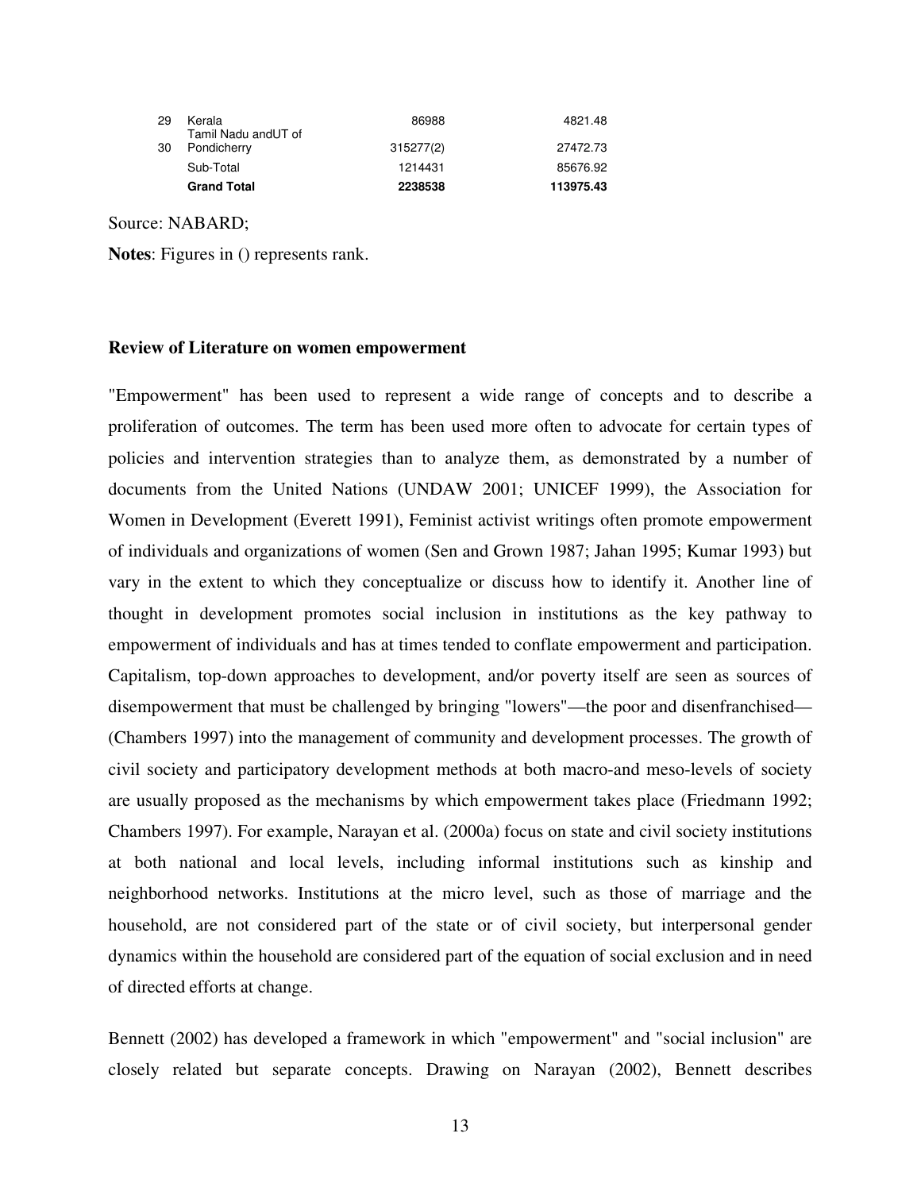| | | | |
|---|---|---|---|
| 29 | Kerala | 86988 | 4821.48 |
| 30 | Tamil Nadu andUT of Pondicherry | 315277(2) | 27472.73 |
| | Sub-Total | 1214431 | 85676.92 |
| | **Grand Total** | **2238538** | **113975.43** |

Source: NABARD;

**Notes**: Figures in () represents rank.

**Review of Literature on women empowerment**

"Empowerment" has been used to represent a wide range of concepts and to describe a proliferation of outcomes. The term has been used more often to advocate for certain types of policies and intervention strategies than to analyze them, as demonstrated by a number of documents from the United Nations (UNDAW 2001; UNICEF 1999), the Association for Women in Development (Everett 1991), Feminist activist writings often promote empowerment of individuals and organizations of women (Sen and Grown 1987; Jahan 1995; Kumar 1993) but vary in the extent to which they conceptualize or discuss how to identify it. Another line of thought in development promotes social inclusion in institutions as the key pathway to empowerment of individuals and has at times tended to conflate empowerment and participation. Capitalism, top-down approaches to development, and/or poverty itself are seen as sources of disempowerment that must be challenged by bringing "lowers"—the poor and disenfranchised—(Chambers 1997) into the management of community and development processes. The growth of civil society and participatory development methods at both macro-and meso-levels of society are usually proposed as the mechanisms by which empowerment takes place (Friedmann 1992; Chambers 1997). For example, Narayan et al. (2000a) focus on state and civil society institutions at both national and local levels, including informal institutions such as kinship and neighborhood networks. Institutions at the micro level, such as those of marriage and the household, are not considered part of the state or of civil society, but interpersonal gender dynamics within the household are considered part of the equation of social exclusion and in need of directed efforts at change.

Bennett (2002) has developed a framework in which "empowerment" and "social inclusion" are closely related but separate concepts. Drawing on Narayan (2002), Bennett describes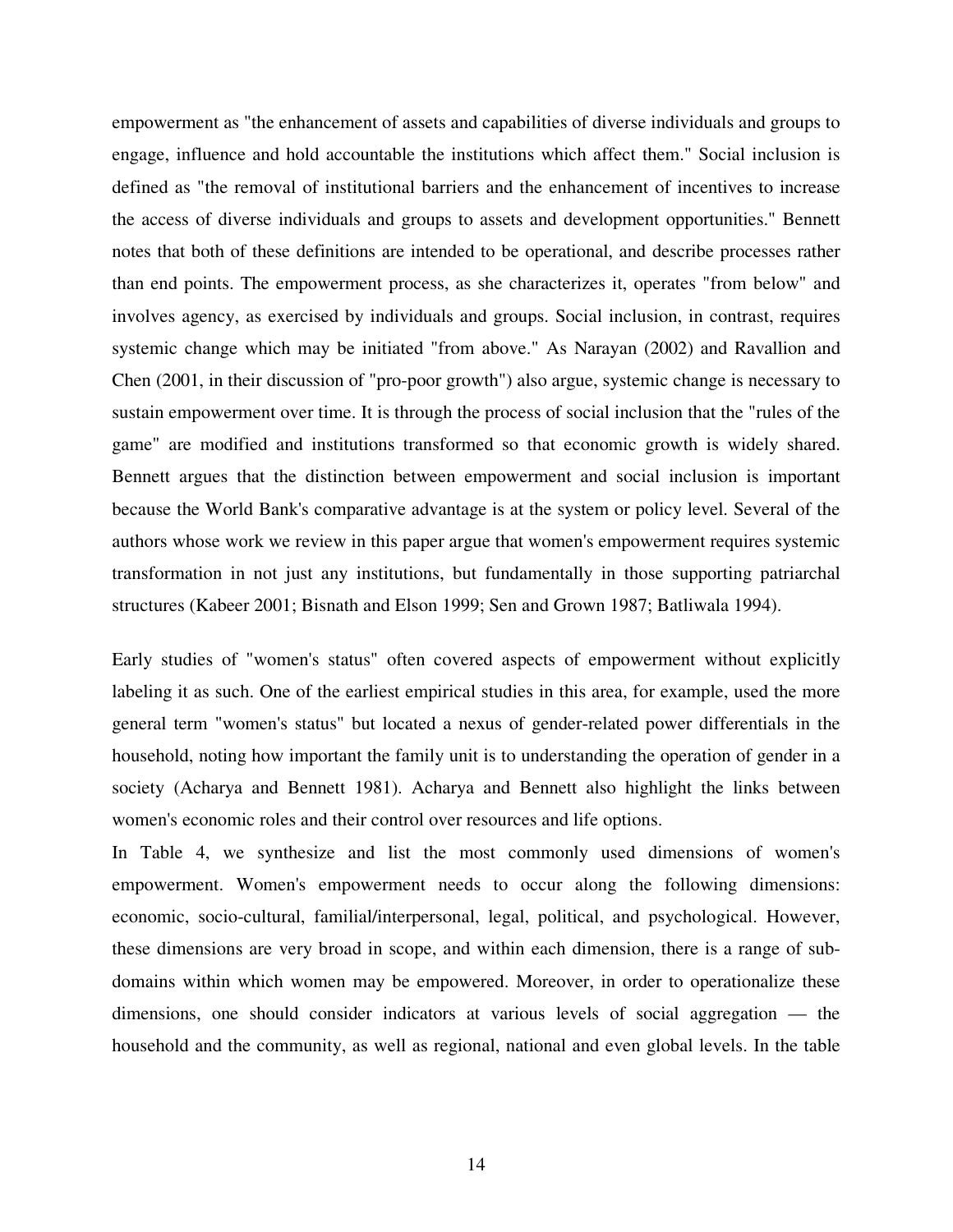empowerment as "the enhancement of assets and capabilities of diverse individuals and groups to engage, influence and hold accountable the institutions which affect them." Social inclusion is defined as "the removal of institutional barriers and the enhancement of incentives to increase the access of diverse individuals and groups to assets and development opportunities." Bennett notes that both of these definitions are intended to be operational, and describe processes rather than end points. The empowerment process, as she characterizes it, operates "from below" and involves agency, as exercised by individuals and groups. Social inclusion, in contrast, requires systemic change which may be initiated "from above." As Narayan (2002) and Ravallion and Chen (2001, in their discussion of "pro-poor growth") also argue, systemic change is necessary to sustain empowerment over time. It is through the process of social inclusion that the "rules of the game" are modified and institutions transformed so that economic growth is widely shared. Bennett argues that the distinction between empowerment and social inclusion is important because the World Bank's comparative advantage is at the system or policy level. Several of the authors whose work we review in this paper argue that women's empowerment requires systemic transformation in not just any institutions, but fundamentally in those supporting patriarchal structures (Kabeer 2001; Bisnath and Elson 1999; Sen and Grown 1987; Batliwala 1994).

Early studies of "women's status" often covered aspects of empowerment without explicitly labeling it as such. One of the earliest empirical studies in this area, for example, used the more general term "women's status" but located a nexus of gender-related power differentials in the household, noting how important the family unit is to understanding the operation of gender in a society (Acharya and Bennett 1981). Acharya and Bennett also highlight the links between women's economic roles and their control over resources and life options.

In Table 4, we synthesize and list the most commonly used dimensions of women's empowerment. Women's empowerment needs to occur along the following dimensions: economic, socio-cultural, familial/interpersonal, legal, political, and psychological. However, these dimensions are very broad in scope, and within each dimension, there is a range of sub-domains within which women may be empowered. Moreover, in order to operationalize these dimensions, one should consider indicators at various levels of social aggregation — the household and the community, as well as regional, national and even global levels. In the table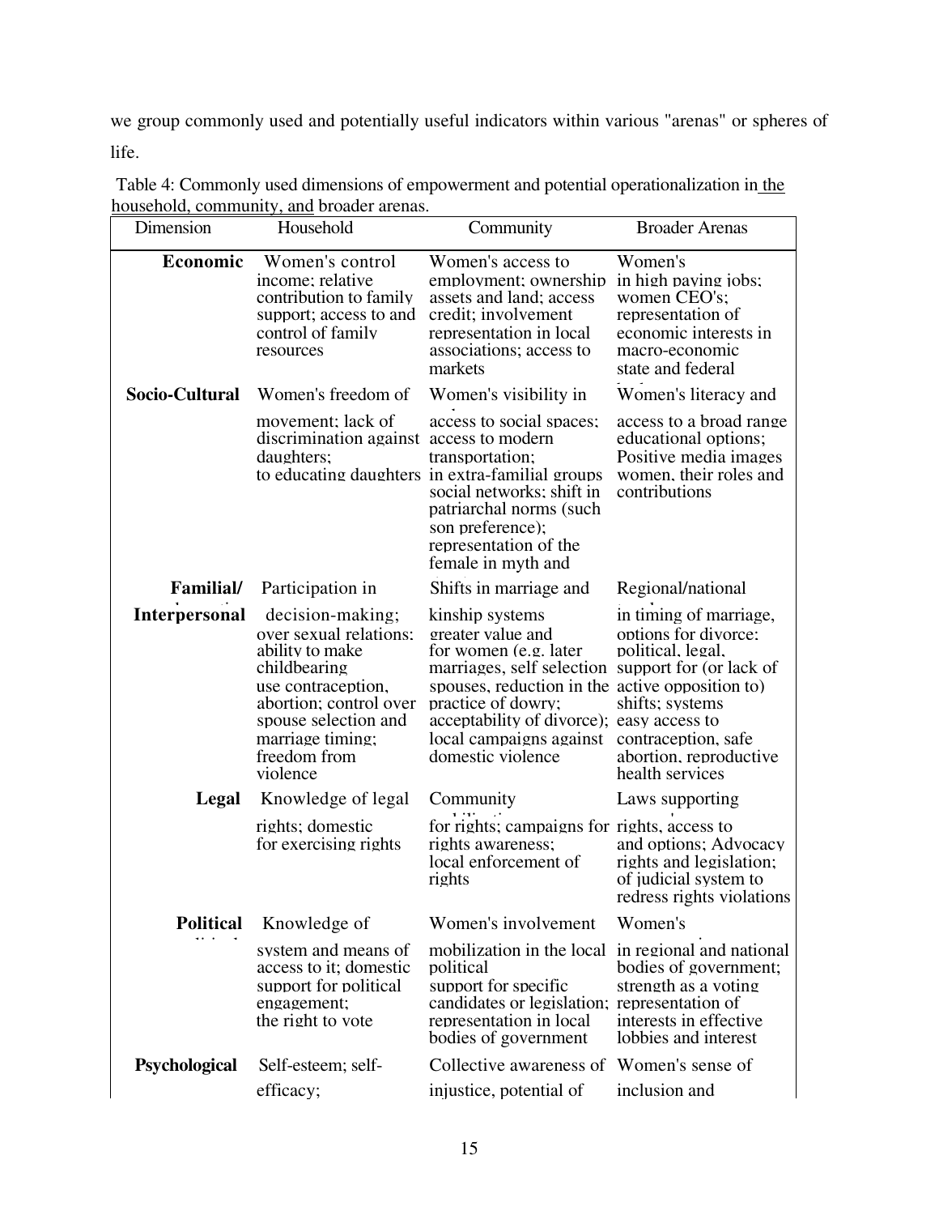we group commonly used and potentially useful indicators within various "arenas" or spheres of life.

Table 4: Commonly used dimensions of empowerment and potential operationalization in the household, community, and broader arenas.

| Dimension | Household | Community | Broader Arenas |
|---|---|---|---|
| **Economic** | Women's control income; relative contribution to family support; access to and control of family resources | Women's access to employment; ownership assets and land; access credit; involvement representation in local associations; access to markets | Women's in high paying jobs; women CEO's; representation of economic interests in macro-economic state and federal |
| **Socio-Cultural** | Women's freedom of movement; lack of discrimination against daughters; to educating daughters | Women's visibility in access to social spaces; access to modern transportation; in extra-familial groups social networks; shift in patriarchal norms (such son preference); representation of the female in myth and | Women's literacy and access to a broad range educational options; Positive media images women, their roles and contributions |
| **Familial/ Interpersonal** | Participation in decision-making; over sexual relations; ability to make childbearing use contraception, abortion; control over spouse selection and marriage timing; freedom from violence | Shifts in marriage and kinship systems greater value and for women (e.g. later marriages, self selection spouses, reduction in the practice of dowry; acceptability of divorce); local campaigns against domestic violence | Regional/national in timing of marriage, options for divorce; political, legal, support for (or lack of active opposition to) shifts; systems easy access to contraception, safe abortion, reproductive health services |
| **Legal** | Knowledge of legal rights; domestic for exercising rights | Community for rights; campaigns for rights awareness; local enforcement of rights | Laws supporting rights, access to and options; Advocacy rights and legislation; of judicial system to redress rights violations |
| **Political** | Knowledge of system and means of access to it; domestic support for political engagement; the right to vote | Women's involvement mobilization in the local political support for specific candidates or legislation; representation in local bodies of government | Women's in regional and national bodies of government; strength as a voting representation of interests in effective lobbies and interest |
| **Psychological** | Self-esteem; self-efficacy; | Collective awareness of injustice, potential of | Women's sense of inclusion and |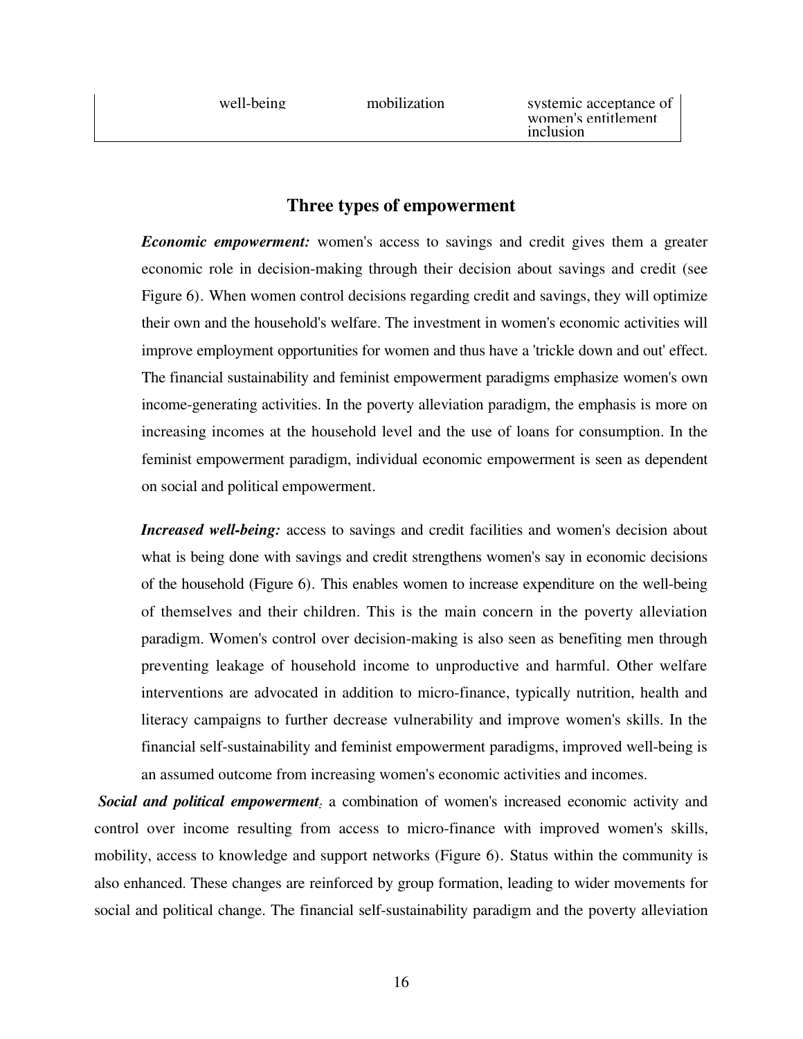| well-being | mobilization | systemic acceptance of women's entitlement inclusion |
|---|---|---|

## Three types of empowerment

***Economic empowerment:*** women's access to savings and credit gives them a greater economic role in decision-making through their decision about savings and credit (see Figure 6). When women control decisions regarding credit and savings, they will optimize their own and the household's welfare. The investment in women's economic activities will improve employment opportunities for women and thus have a 'trickle down and out' effect. The financial sustainability and feminist empowerment paradigms emphasize women's own income-generating activities. In the poverty alleviation paradigm, the emphasis is more on increasing incomes at the household level and the use of loans for consumption. In the feminist empowerment paradigm, individual economic empowerment is seen as dependent on social and political empowerment.

***Increased well-being:*** access to savings and credit facilities and women's decision about what is being done with savings and credit strengthens women's say in economic decisions of the household (Figure 6). This enables women to increase expenditure on the well-being of themselves and their children. This is the main concern in the poverty alleviation paradigm. Women's control over decision-making is also seen as benefiting men through preventing leakage of household income to unproductive and harmful. Other welfare interventions are advocated in addition to micro-finance, typically nutrition, health and literacy campaigns to further decrease vulnerability and improve women's skills. In the financial self-sustainability and feminist empowerment paradigms, improved well-being is an assumed outcome from increasing women's economic activities and incomes.

***Social and political empowerment:*** a combination of women's increased economic activity and control over income resulting from access to micro-finance with improved women's skills, mobility, access to knowledge and support networks (Figure 6). Status within the community is also enhanced. These changes are reinforced by group formation, leading to wider movements for social and political change. The financial self-sustainability paradigm and the poverty alleviation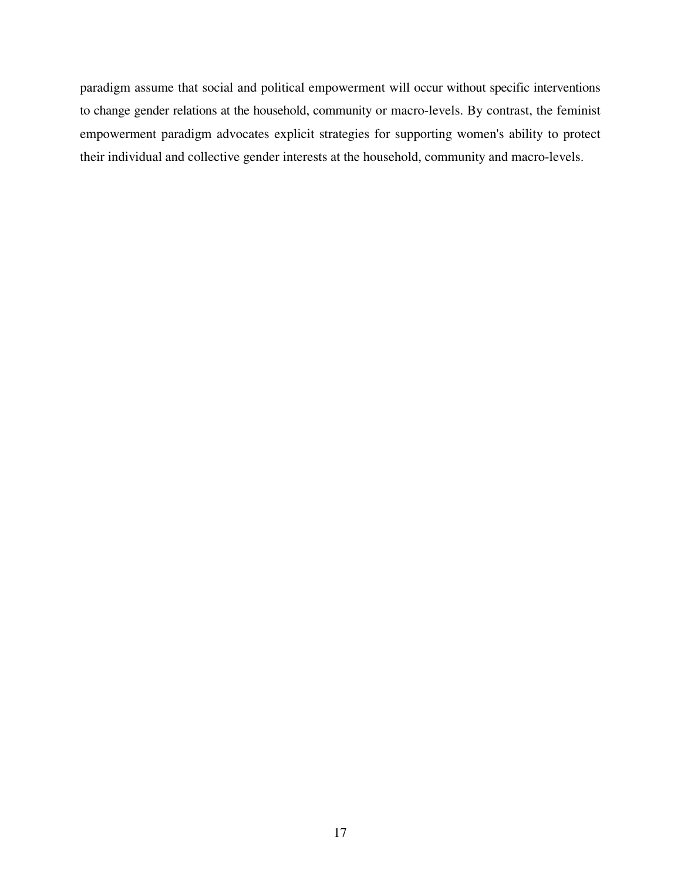paradigm assume that social and political empowerment will occur without specific interventions to change gender relations at the household, community or macro-levels. By contrast, the feminist empowerment paradigm advocates explicit strategies for supporting women's ability to protect their individual and collective gender interests at the household, community and macro-levels.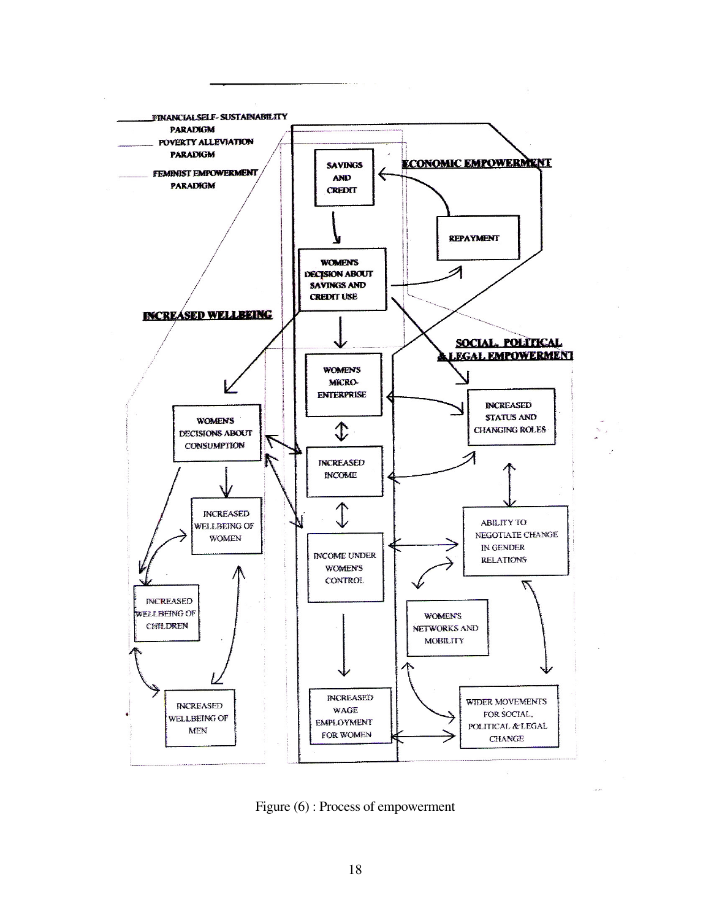FINANCIAL SELF- SUSTAINABILITY PARADIGM

POVERTY ALLEVIATION PARADIGM

FEMINIST EMPOWERMENT PARADIGM

ECONOMIC EMPOWERMENT

SAVINGS AND CREDIT

REPAYMENT

WOMEN'S DECISION ABOUT SAVINGS AND CREDIT USE

INCREASED WELLBEING

SOCIAL, POLITICAL & LEGAL EMPOWERMENT

WOMEN'S MICRO-ENTERPRISE

INCREASED STATUS AND CHANGING ROLES

WOMEN'S DECISIONS ABOUT CONSUMPTION

INCREASED INCOME

INCREASED WELLBEING OF WOMEN

ABILITY TO NEGOTIATE CHANGE IN GENDER RELATIONS

INCOME UNDER WOMEN'S CONTROL

INCREASED WELLBEING OF CHILDREN

WOMEN'S NETWORKS AND MOBILITY

INCREASED WELLBEING OF MEN

INCREASED WAGE EMPLOYMENT FOR WOMEN

WIDER MOVEMENTS FOR SOCIAL, POLITICAL & LEGAL CHANGE

Figure (6) : Process of empowerment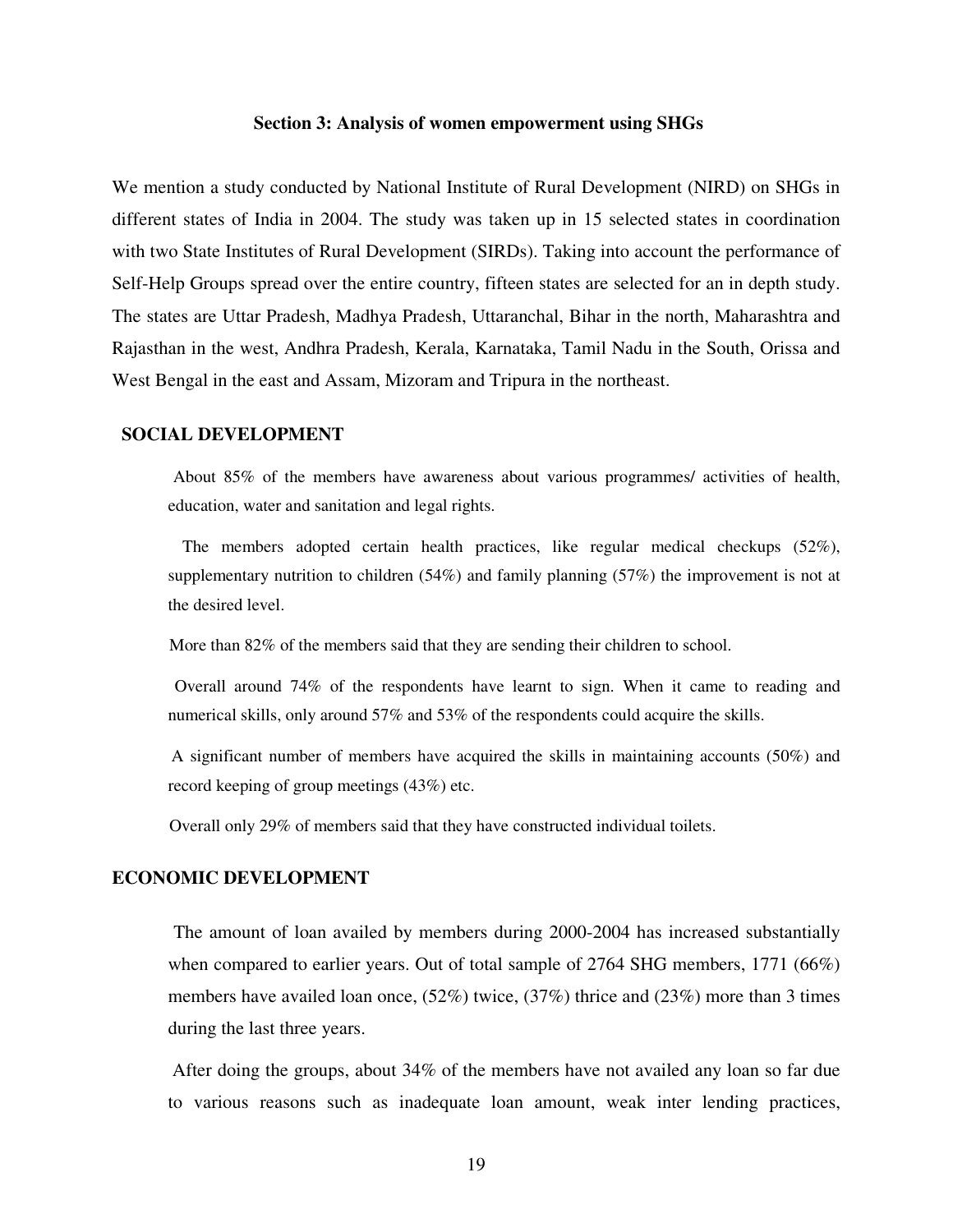## Section 3: Analysis of women empowerment using SHGs

We mention a study conducted by National Institute of Rural Development (NIRD) on SHGs in different states of India in 2004. The study was taken up in 15 selected states in coordination with two State Institutes of Rural Development (SIRDs). Taking into account the performance of Self-Help Groups spread over the entire country, fifteen states are selected for an in depth study. The states are Uttar Pradesh, Madhya Pradesh, Uttaranchal, Bihar in the north, Maharashtra and Rajasthan in the west, Andhra Pradesh, Kerala, Karnataka, Tamil Nadu in the South, Orissa and West Bengal in the east and Assam, Mizoram and Tripura in the northeast.

### SOCIAL DEVELOPMENT

About 85% of the members have awareness about various programmes/ activities of health, education, water and sanitation and legal rights.

The members adopted certain health practices, like regular medical checkups (52%), supplementary nutrition to children (54%) and family planning (57%) the improvement is not at the desired level.

More than 82% of the members said that they are sending their children to school.

Overall around 74% of the respondents have learnt to sign. When it came to reading and numerical skills, only around 57% and 53% of the respondents could acquire the skills.

A significant number of members have acquired the skills in maintaining accounts (50%) and record keeping of group meetings (43%) etc.

Overall only 29% of members said that they have constructed individual toilets.

### ECONOMIC DEVELOPMENT

The amount of loan availed by members during 2000-2004 has increased substantially when compared to earlier years. Out of total sample of 2764 SHG members, 1771 (66%) members have availed loan once, (52%) twice, (37%) thrice and (23%) more than 3 times during the last three years.

After doing the groups, about 34% of the members have not availed any loan so far due to various reasons such as inadequate loan amount, weak inter lending practices,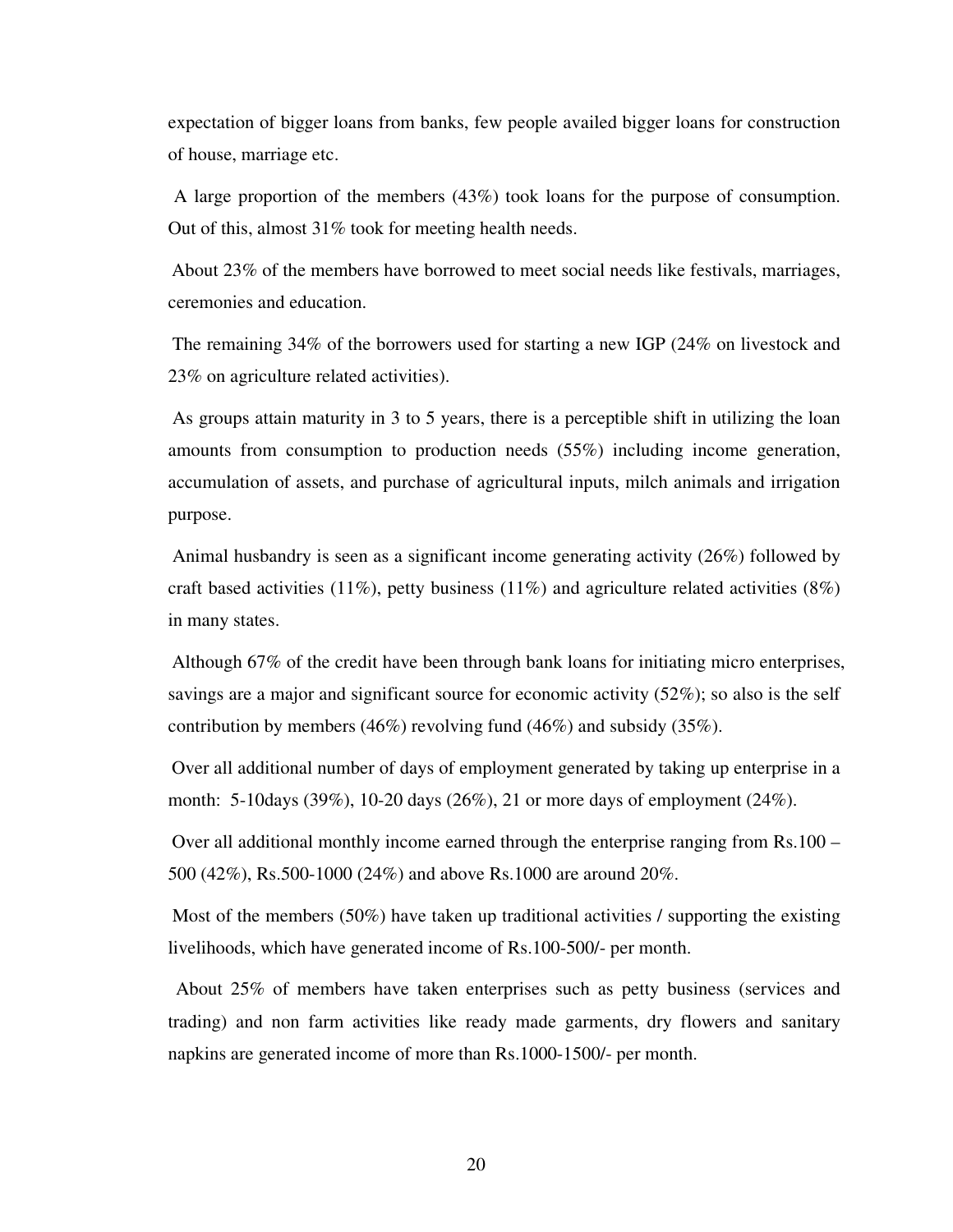expectation of bigger loans from banks, few people availed bigger loans for construction of house, marriage etc.

A large proportion of the members (43%) took loans for the purpose of consumption. Out of this, almost 31% took for meeting health needs.

About 23% of the members have borrowed to meet social needs like festivals, marriages, ceremonies and education.

The remaining 34% of the borrowers used for starting a new IGP (24% on livestock and 23% on agriculture related activities).

As groups attain maturity in 3 to 5 years, there is a perceptible shift in utilizing the loan amounts from consumption to production needs (55%) including income generation, accumulation of assets, and purchase of agricultural inputs, milch animals and irrigation purpose.

Animal husbandry is seen as a significant income generating activity (26%) followed by craft based activities (11%), petty business (11%) and agriculture related activities (8%) in many states.

Although 67% of the credit have been through bank loans for initiating micro enterprises, savings are a major and significant source for economic activity (52%); so also is the self contribution by members (46%) revolving fund (46%) and subsidy (35%).

Over all additional number of days of employment generated by taking up enterprise in a month: 5-10days (39%), 10-20 days (26%), 21 or more days of employment (24%).

Over all additional monthly income earned through the enterprise ranging from Rs.100 – 500 (42%), Rs.500-1000 (24%) and above Rs.1000 are around 20%.

Most of the members (50%) have taken up traditional activities / supporting the existing livelihoods, which have generated income of Rs.100-500/- per month.

About 25% of members have taken enterprises such as petty business (services and trading) and non farm activities like ready made garments, dry flowers and sanitary napkins are generated income of more than Rs.1000-1500/- per month.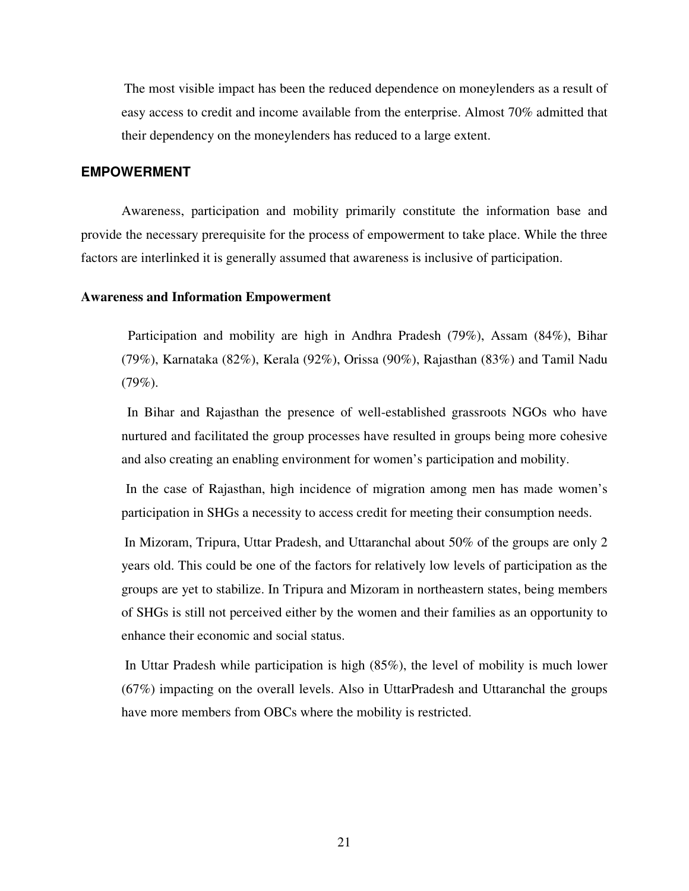The most visible impact has been the reduced dependence on moneylenders as a result of easy access to credit and income available from the enterprise. Almost 70% admitted that their dependency on the moneylenders has reduced to a large extent.

## EMPOWERMENT

Awareness, participation and mobility primarily constitute the information base and provide the necessary prerequisite for the process of empowerment to take place. While the three factors are interlinked it is generally assumed that awareness is inclusive of participation.

### Awareness and Information Empowerment

Participation and mobility are high in Andhra Pradesh (79%), Assam (84%), Bihar (79%), Karnataka (82%), Kerala (92%), Orissa (90%), Rajasthan (83%) and Tamil Nadu (79%).

In Bihar and Rajasthan the presence of well-established grassroots NGOs who have nurtured and facilitated the group processes have resulted in groups being more cohesive and also creating an enabling environment for women's participation and mobility.

In the case of Rajasthan, high incidence of migration among men has made women's participation in SHGs a necessity to access credit for meeting their consumption needs.

In Mizoram, Tripura, Uttar Pradesh, and Uttaranchal about 50% of the groups are only 2 years old. This could be one of the factors for relatively low levels of participation as the groups are yet to stabilize. In Tripura and Mizoram in northeastern states, being members of SHGs is still not perceived either by the women and their families as an opportunity to enhance their economic and social status.

In Uttar Pradesh while participation is high (85%), the level of mobility is much lower (67%) impacting on the overall levels. Also in UttarPradesh and Uttaranchal the groups have more members from OBCs where the mobility is restricted.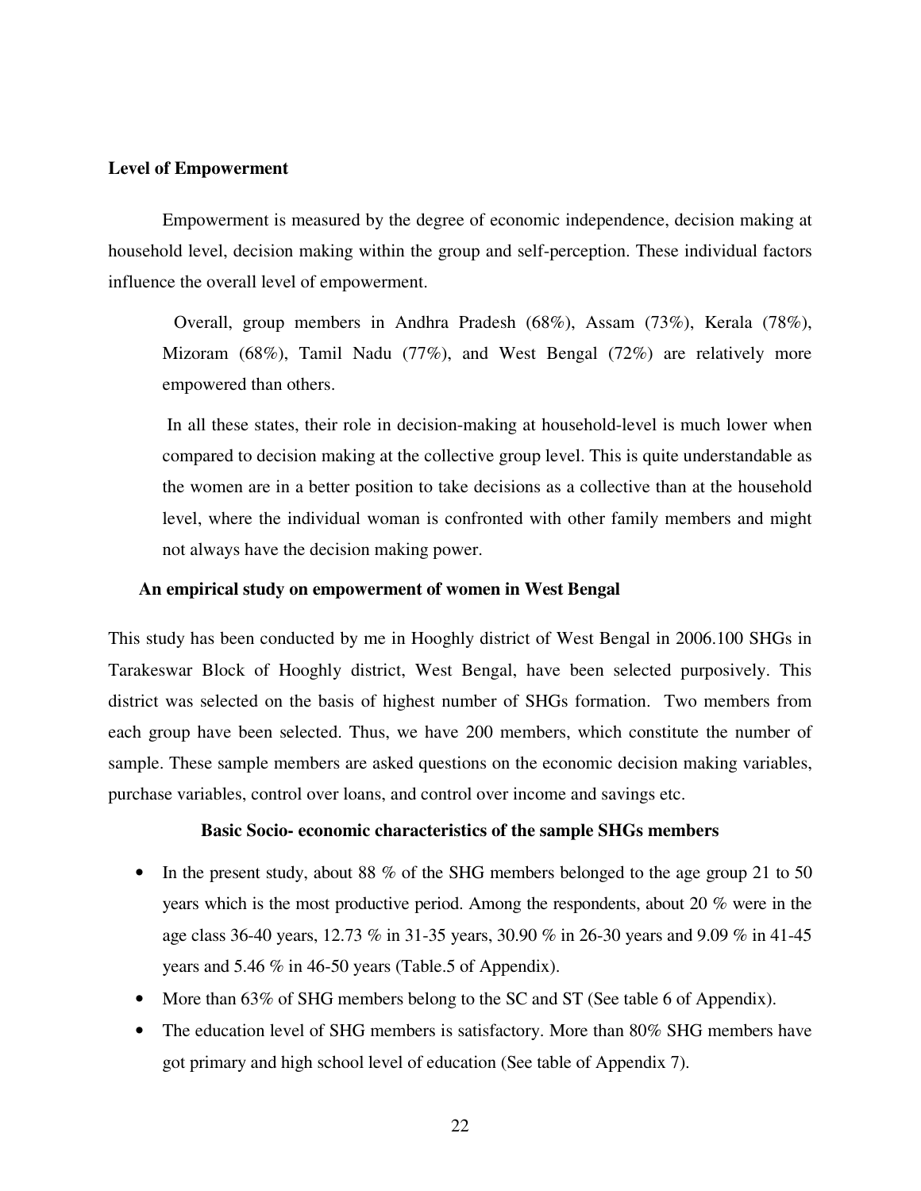**Level of Empowerment**

Empowerment is measured by the degree of economic independence, decision making at household level, decision making within the group and self-perception. These individual factors influence the overall level of empowerment.

> Overall, group members in Andhra Pradesh (68%), Assam (73%), Kerala (78%), Mizoram (68%), Tamil Nadu (77%), and West Bengal (72%) are relatively more empowered than others.
>
> In all these states, their role in decision-making at household-level is much lower when compared to decision making at the collective group level. This is quite understandable as the women are in a better position to take decisions as a collective than at the household level, where the individual woman is confronted with other family members and might not always have the decision making power.

**An empirical study on empowerment of women in West Bengal**

This study has been conducted by me in Hooghly district of West Bengal in 2006.100 SHGs in Tarakeswar Block of Hooghly district, West Bengal, have been selected purposively. This district was selected on the basis of highest number of SHGs formation. Two members from each group have been selected. Thus, we have 200 members, which constitute the number of sample. These sample members are asked questions on the economic decision making variables, purchase variables, control over loans, and control over income and savings etc.

**Basic Socio- economic characteristics of the sample SHGs members**

- In the present study, about 88 % of the SHG members belonged to the age group 21 to 50 years which is the most productive period. Among the respondents, about 20 % were in the age class 36-40 years, 12.73 % in 31-35 years, 30.90 % in 26-30 years and 9.09 % in 41-45 years and 5.46 % in 46-50 years (Table.5 of Appendix).
- More than 63% of SHG members belong to the SC and ST (See table 6 of Appendix).
- The education level of SHG members is satisfactory. More than 80% SHG members have got primary and high school level of education (See table of Appendix 7).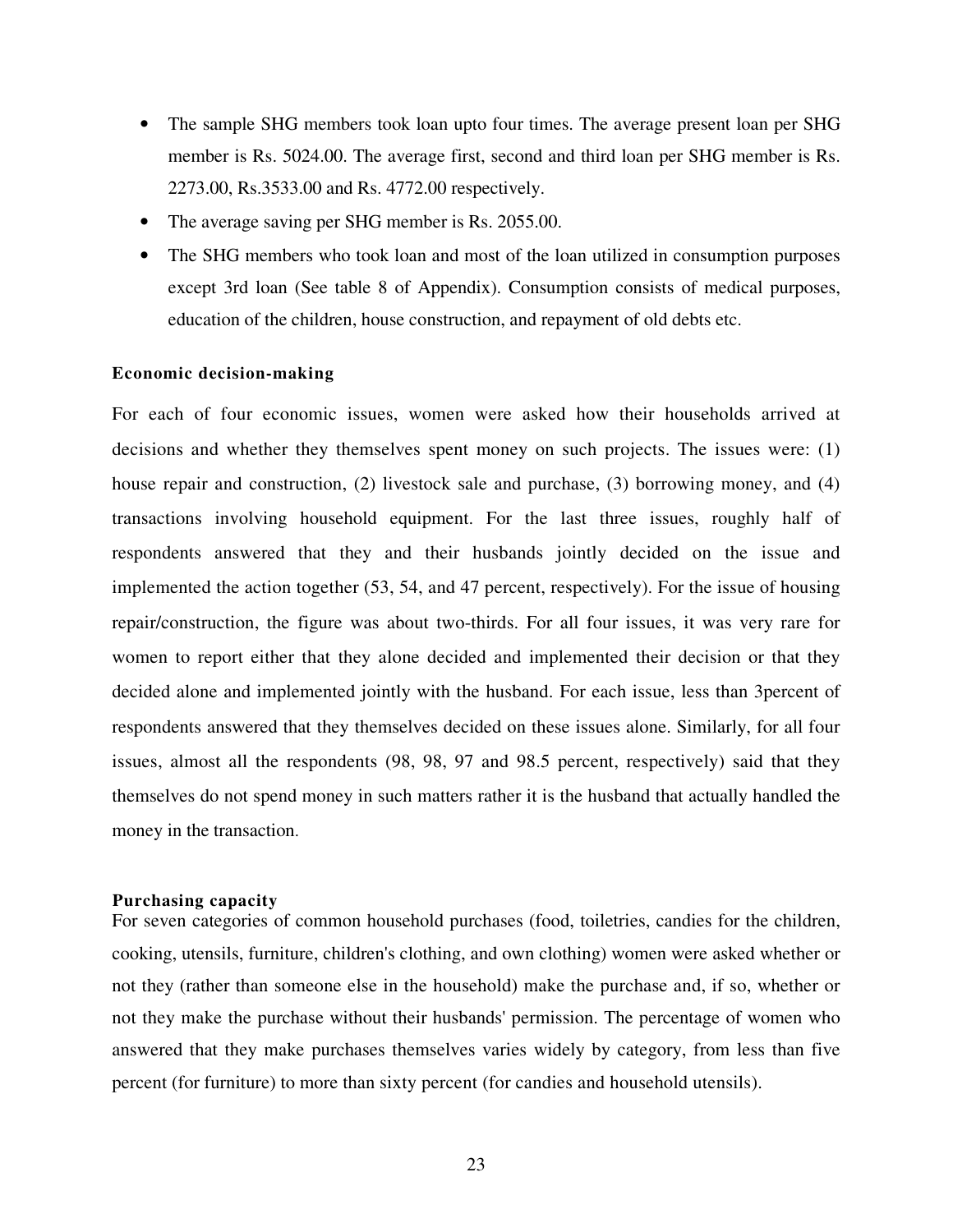- The sample SHG members took loan upto four times. The average present loan per SHG member is Rs. 5024.00. The average first, second and third loan per SHG member is Rs. 2273.00, Rs.3533.00 and Rs. 4772.00 respectively.
- The average saving per SHG member is Rs. 2055.00.
- The SHG members who took loan and most of the loan utilized in consumption purposes except 3rd loan (See table 8 of Appendix). Consumption consists of medical purposes, education of the children, house construction, and repayment of old debts etc.

**Economic decision-making**

For each of four economic issues, women were asked how their households arrived at decisions and whether they themselves spent money on such projects. The issues were: (1) house repair and construction, (2) livestock sale and purchase, (3) borrowing money, and (4) transactions involving household equipment. For the last three issues, roughly half of respondents answered that they and their husbands jointly decided on the issue and implemented the action together (53, 54, and 47 percent, respectively). For the issue of housing repair/construction, the figure was about two-thirds. For all four issues, it was very rare for women to report either that they alone decided and implemented their decision or that they decided alone and implemented jointly with the husband. For each issue, less than 3percent of respondents answered that they themselves decided on these issues alone. Similarly, for all four issues, almost all the respondents (98, 98, 97 and 98.5 percent, respectively) said that they themselves do not spend money in such matters rather it is the husband that actually handled the money in the transaction.

**Purchasing capacity**

For seven categories of common household purchases (food, toiletries, candies for the children, cooking, utensils, furniture, children's clothing, and own clothing) women were asked whether or not they (rather than someone else in the household) make the purchase and, if so, whether or not they make the purchase without their husbands' permission. The percentage of women who answered that they make purchases themselves varies widely by category, from less than five percent (for furniture) to more than sixty percent (for candies and household utensils).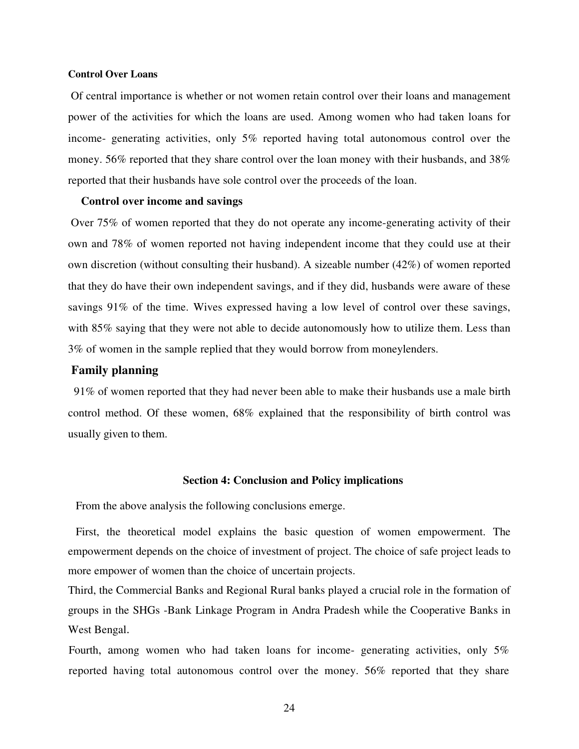#### Control Over Loans

Of central importance is whether or not women retain control over their loans and management power of the activities for which the loans are used. Among women who had taken loans for income- generating activities, only 5% reported having total autonomous control over the money. 56% reported that they share control over the loan money with their husbands, and 38% reported that their husbands have sole control over the proceeds of the loan.

#### Control over income and savings

Over 75% of women reported that they do not operate any income-generating activity of their own and 78% of women reported not having independent income that they could use at their own discretion (without consulting their husband). A sizeable number (42%) of women reported that they do have their own independent savings, and if they did, husbands were aware of these savings 91% of the time. Wives expressed having a low level of control over these savings, with 85% saying that they were not able to decide autonomously how to utilize them. Less than 3% of women in the sample replied that they would borrow from moneylenders.

### Family planning

91% of women reported that they had never been able to make their husbands use a male birth control method. Of these women, 68% explained that the responsibility of birth control was usually given to them.

## Section 4: Conclusion and Policy implications

From the above analysis the following conclusions emerge.

First, the theoretical model explains the basic question of women empowerment. The empowerment depends on the choice of investment of project. The choice of safe project leads to more empower of women than the choice of uncertain projects.

Third, the Commercial Banks and Regional Rural banks played a crucial role in the formation of groups in the SHGs -Bank Linkage Program in Andra Pradesh while the Cooperative Banks in West Bengal.

Fourth, among women who had taken loans for income- generating activities, only 5% reported having total autonomous control over the money. 56% reported that they share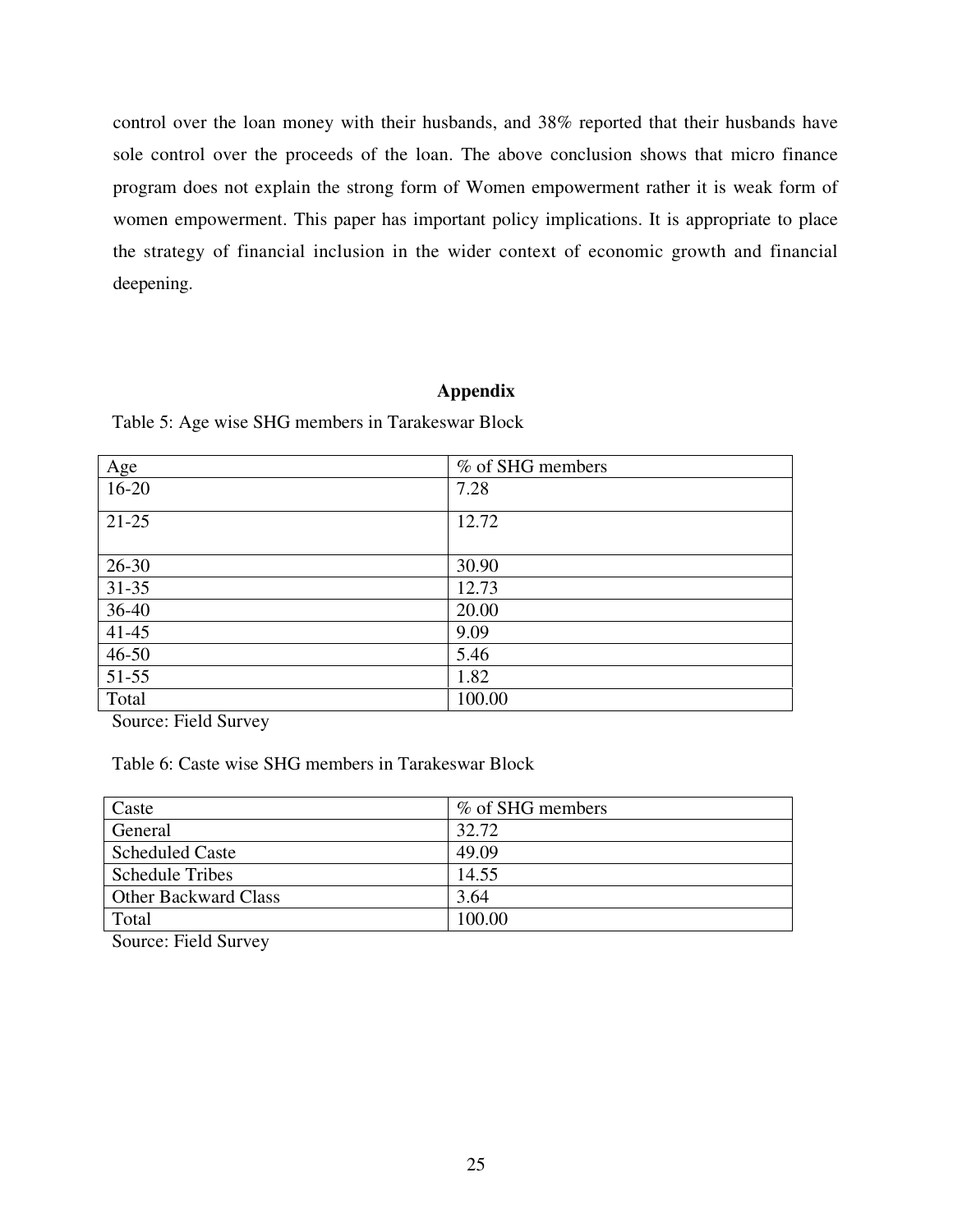control over the loan money with their husbands, and 38% reported that their husbands have sole control over the proceeds of the loan. The above conclusion shows that micro finance program does not explain the strong form of Women empowerment rather it is weak form of women empowerment. This paper has important policy implications. It is appropriate to place the strategy of financial inclusion in the wider context of economic growth and financial deepening.

## Appendix

Table 5: Age wise SHG members in Tarakeswar Block

| Age | % of SHG members |
|---|---|
| 16-20 | 7.28 |
| 21-25 | 12.72 |
| 26-30 | 30.90 |
| 31-35 | 12.73 |
| 36-40 | 20.00 |
| 41-45 | 9.09 |
| 46-50 | 5.46 |
| 51-55 | 1.82 |
| Total | 100.00 |

Source: Field Survey

Table 6: Caste wise SHG members in Tarakeswar Block

| Caste | % of SHG members |
|---|---|
| General | 32.72 |
| Scheduled Caste | 49.09 |
| Schedule Tribes | 14.55 |
| Other Backward Class | 3.64 |
| Total | 100.00 |

Source: Field Survey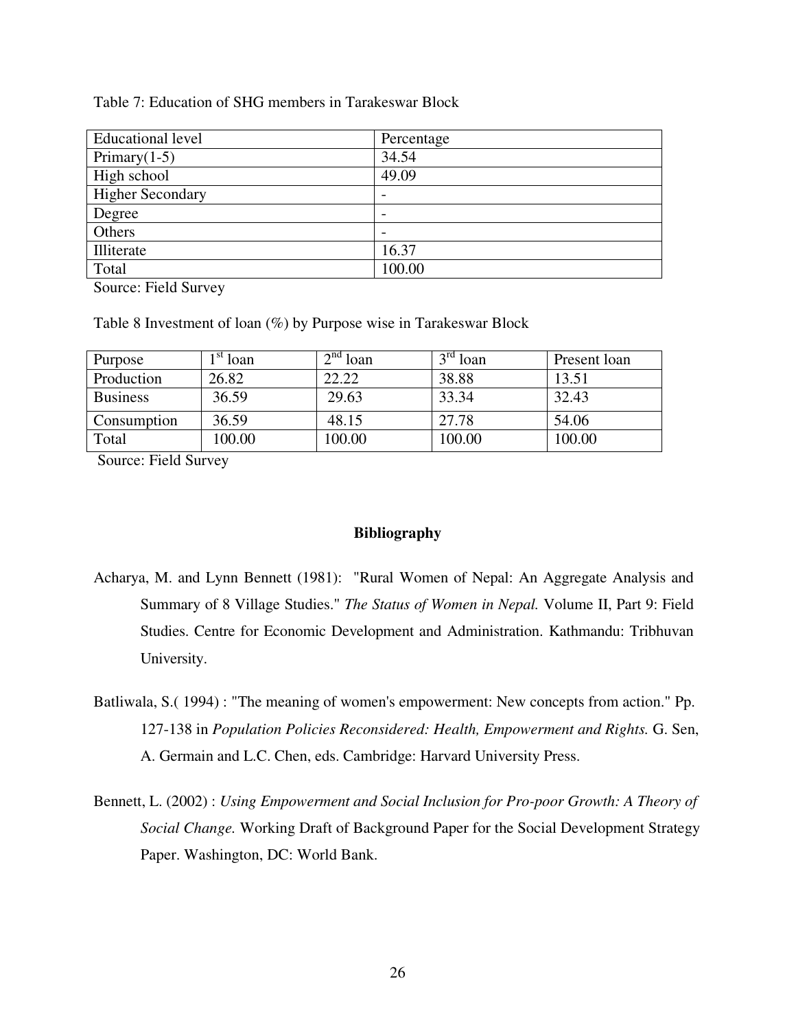Table 7: Education of SHG members in Tarakeswar Block

| Educational level | Percentage |
|---|---|
| Primary(1-5) | 34.54 |
| High school | 49.09 |
| Higher Secondary | - |
| Degree | - |
| Others | - |
| Illiterate | 16.37 |
| Total | 100.00 |

Source: Field Survey

Table 8 Investment of loan (%) by Purpose wise in Tarakeswar Block

| Purpose | 1st loan | 2nd loan | 3rd loan | Present loan |
|---|---|---|---|---|
| Production | 26.82 | 22.22 | 38.88 | 13.51 |
| Business | 36.59 | 29.63 | 33.34 | 32.43 |
| Consumption | 36.59 | 48.15 | 27.78 | 54.06 |
| Total | 100.00 | 100.00 | 100.00 | 100.00 |

Source: Field Survey

## Bibliography

Acharya, M. and Lynn Bennett (1981): "Rural Women of Nepal: An Aggregate Analysis and Summary of 8 Village Studies." *The Status of Women in Nepal.* Volume II, Part 9: Field Studies. Centre for Economic Development and Administration. Kathmandu: Tribhuvan University.

Batliwala, S.( 1994) : "The meaning of women's empowerment: New concepts from action." Pp. 127-138 in *Population Policies Reconsidered: Health, Empowerment and Rights.* G. Sen, A. Germain and L.C. Chen, eds. Cambridge: Harvard University Press.

Bennett, L. (2002) : *Using Empowerment and Social Inclusion for Pro-poor Growth: A Theory of Social Change.* Working Draft of Background Paper for the Social Development Strategy Paper. Washington, DC: World Bank.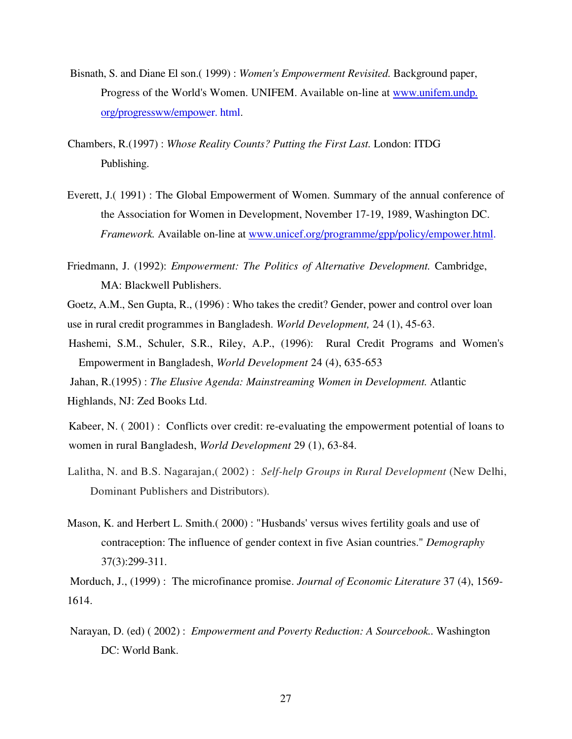Bisnath, S. and Diane El son.( 1999) : *Women's Empowerment Revisited.* Background paper, Progress of the World's Women. UNIFEM. Available on-line at www.unifem.undp. org/progressww/empower. html.

Chambers, R.(1997) : *Whose Reality Counts? Putting the First Last.* London: ITDG Publishing.

Everett, J.( 1991) : The Global Empowerment of Women. Summary of the annual conference of the Association for Women in Development, November 17-19, 1989, Washington DC. *Framework.* Available on-line at www.unicef.org/programme/gpp/policy/empower.html.

Friedmann, J. (1992): *Empowerment: The Politics of Alternative Development.* Cambridge, MA: Blackwell Publishers.

Goetz, A.M., Sen Gupta, R., (1996) : Who takes the credit? Gender, power and control over loan use in rural credit programmes in Bangladesh. *World Development,* 24 (1), 45-63.

Hashemi, S.M., Schuler, S.R., Riley, A.P., (1996): Rural Credit Programs and Women's Empowerment in Bangladesh, *World Development* 24 (4), 635-653

Jahan, R.(1995) : *The Elusive Agenda: Mainstreaming Women in Development.* Atlantic Highlands, NJ: Zed Books Ltd.

Kabeer, N. ( 2001) : Conflicts over credit: re-evaluating the empowerment potential of loans to women in rural Bangladesh, *World Development* 29 (1), 63-84.

Lalitha, N. and B.S. Nagarajan,( 2002) : *Self-help Groups in Rural Development* (New Delhi, Dominant Publishers and Distributors).

Mason, K. and Herbert L. Smith.( 2000) : "Husbands' versus wives fertility goals and use of contraception: The influence of gender context in five Asian countries." *Demography* 37(3):299-311.

Morduch, J., (1999) : The microfinance promise. *Journal of Economic Literature* 37 (4), 1569-1614.

Narayan, D. (ed) ( 2002) : *Empowerment and Poverty Reduction: A Sourcebook..* Washington DC: World Bank.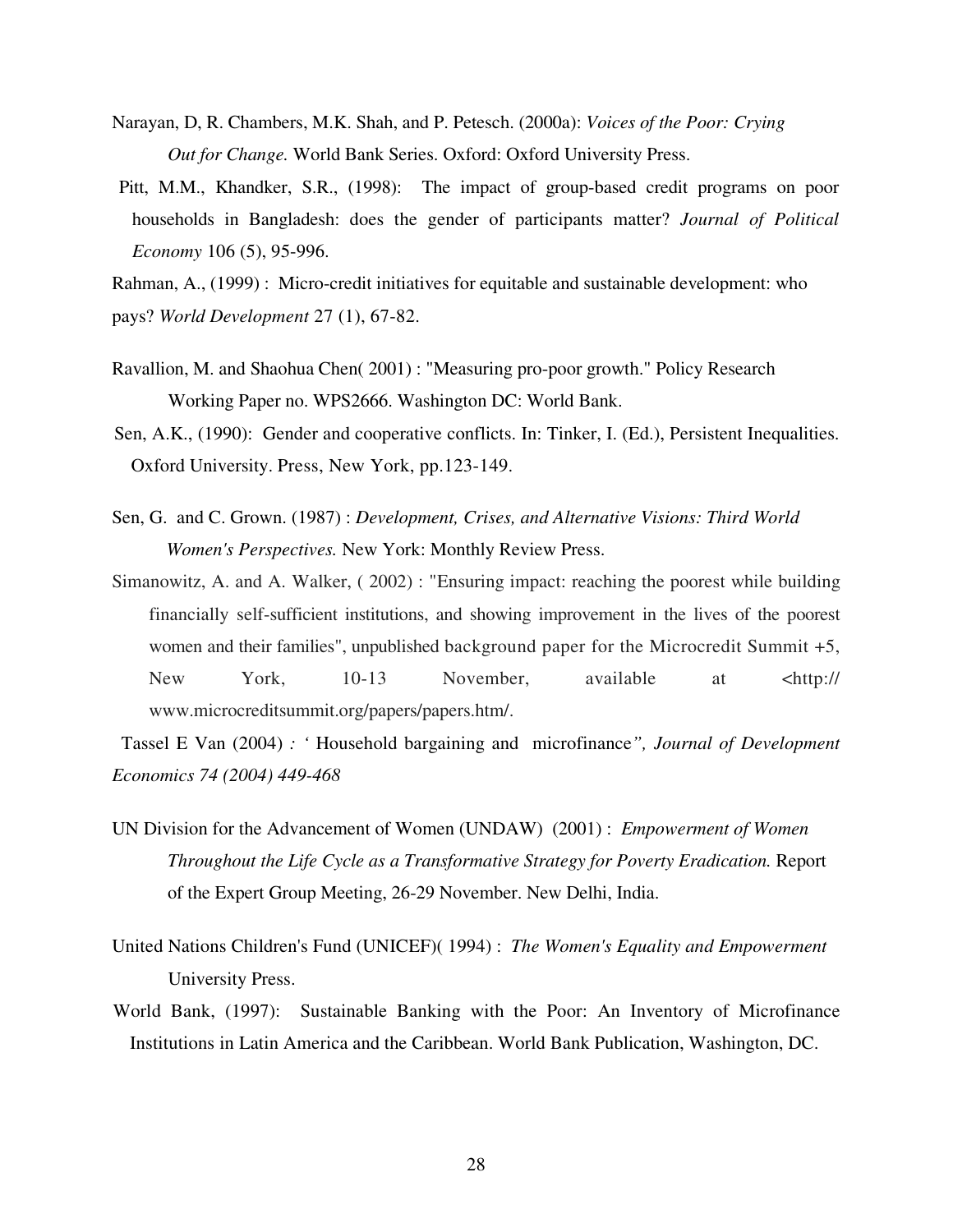Narayan, D, R. Chambers, M.K. Shah, and P. Petesch. (2000a): *Voices of the Poor: Crying Out for Change.* World Bank Series. Oxford: Oxford University Press.

Pitt, M.M., Khandker, S.R., (1998): The impact of group-based credit programs on poor households in Bangladesh: does the gender of participants matter? *Journal of Political Economy* 106 (5), 95-996.

Rahman, A., (1999) : Micro-credit initiatives for equitable and sustainable development: who pays? *World Development* 27 (1), 67-82.

Ravallion, M. and Shaohua Chen( 2001) : "Measuring pro-poor growth." Policy Research Working Paper no. WPS2666. Washington DC: World Bank.

Sen, A.K., (1990): Gender and cooperative conflicts. In: Tinker, I. (Ed.), Persistent Inequalities. Oxford University. Press, New York, pp.123-149.

Sen, G. and C. Grown. (1987) : *Development, Crises, and Alternative Visions: Third World Women's Perspectives.* New York: Monthly Review Press.

Simanowitz, A. and A. Walker, ( 2002) : "Ensuring impact: reaching the poorest while building financially self-sufficient institutions, and showing improvement in the lives of the poorest women and their families", unpublished background paper for the Microcredit Summit +5, New York, 10-13 November, available at <http:// www.microcreditsummit.org/papers/papers.htm/.

Tassel E Van (2004) *: '* Household bargaining and microfinance*", Journal of Development Economics 74 (2004) 449-468*

UN Division for the Advancement of Women (UNDAW) (2001) : *Empowerment of Women Throughout the Life Cycle as a Transformative Strategy for Poverty Eradication.* Report of the Expert Group Meeting, 26-29 November. New Delhi, India.

United Nations Children's Fund (UNICEF)( 1994) : *The Women's Equality and Empowerment* University Press.

World Bank, (1997): Sustainable Banking with the Poor: An Inventory of Microfinance Institutions in Latin America and the Caribbean. World Bank Publication, Washington, DC.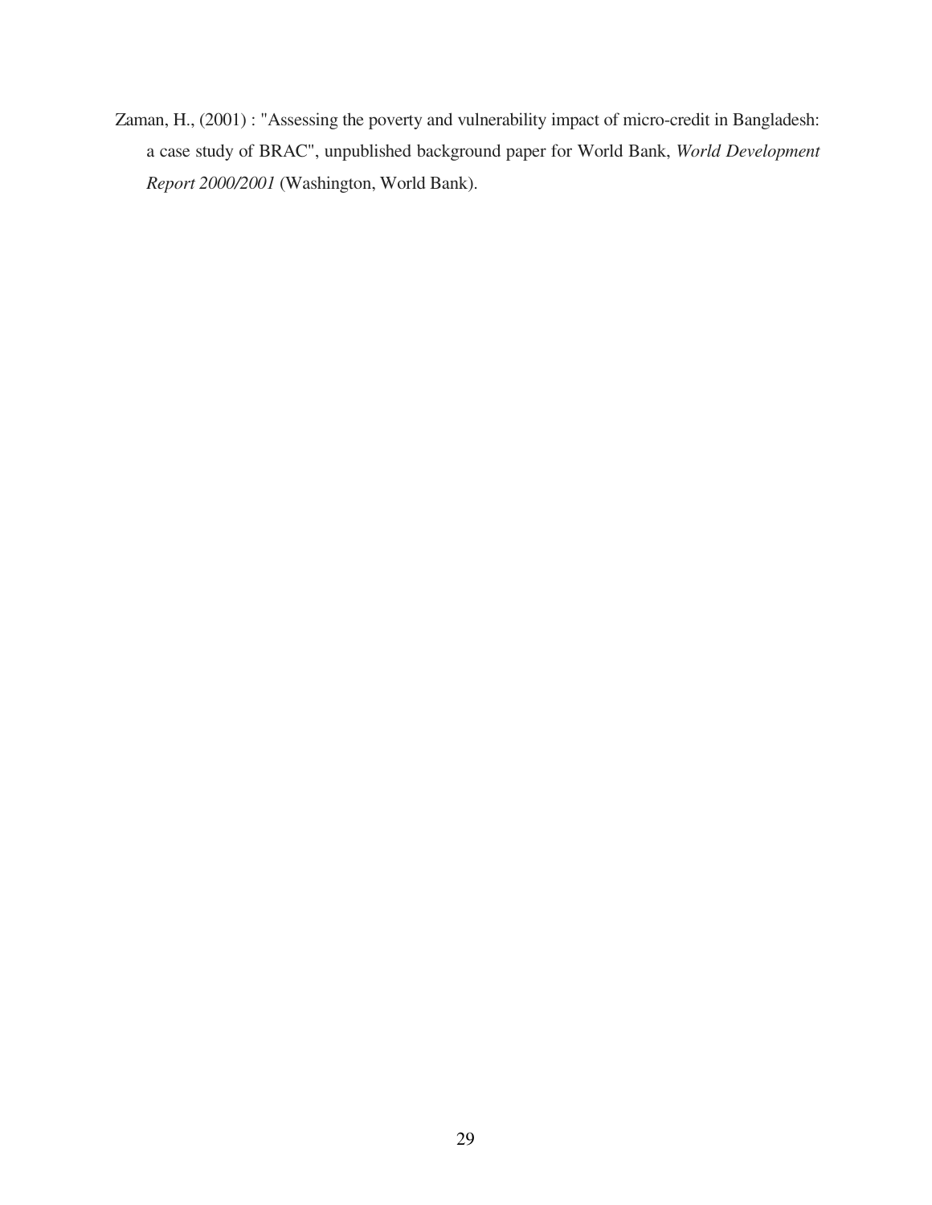Zaman, H., (2001) : "Assessing the poverty and vulnerability impact of micro-credit in Bangladesh: a case study of BRAC", unpublished background paper for World Bank, *World Development Report 2000/2001* (Washington, World Bank).